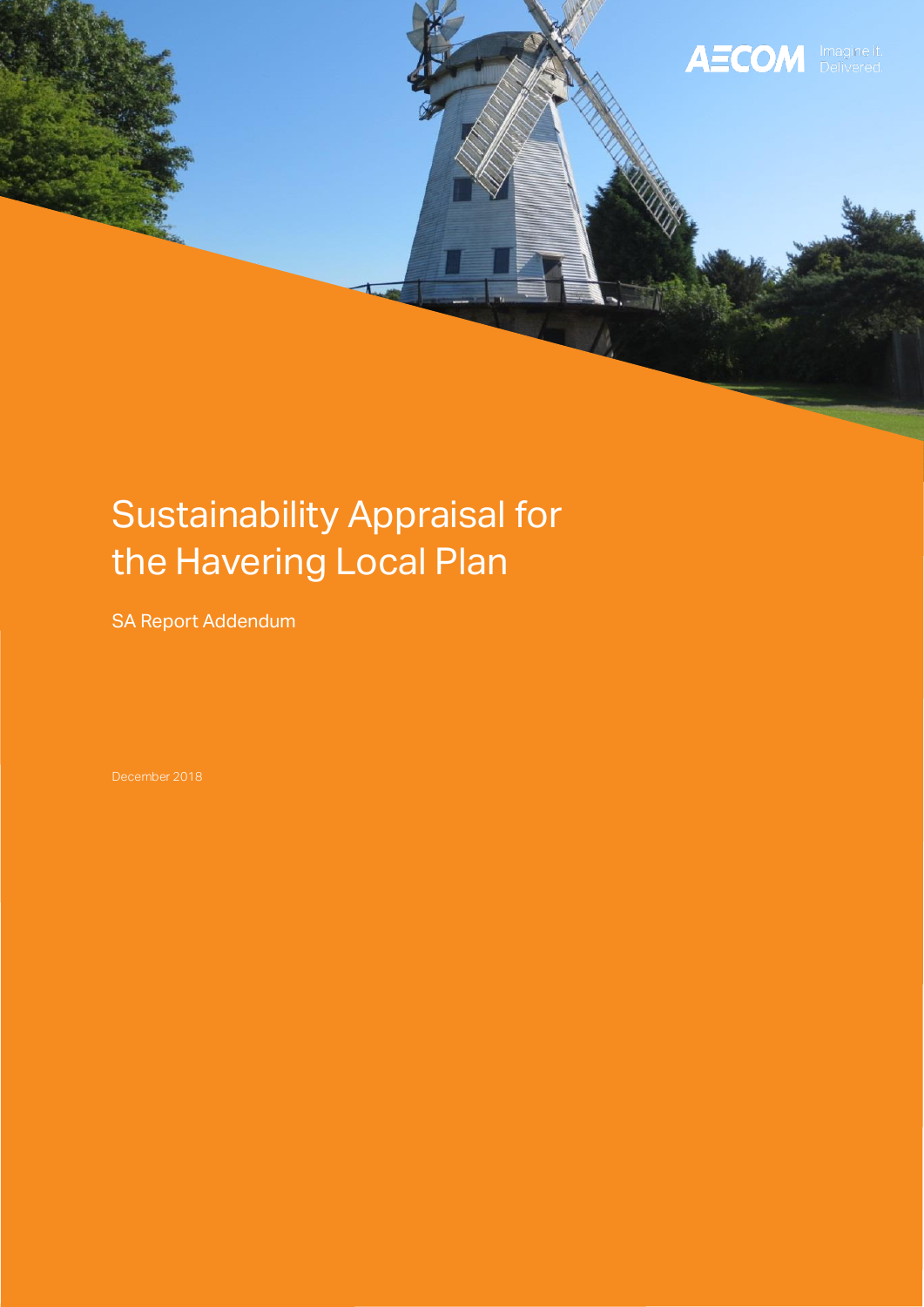# Sustainability Appraisal for the Havering Local Plan

SA Report Addendum

December 2018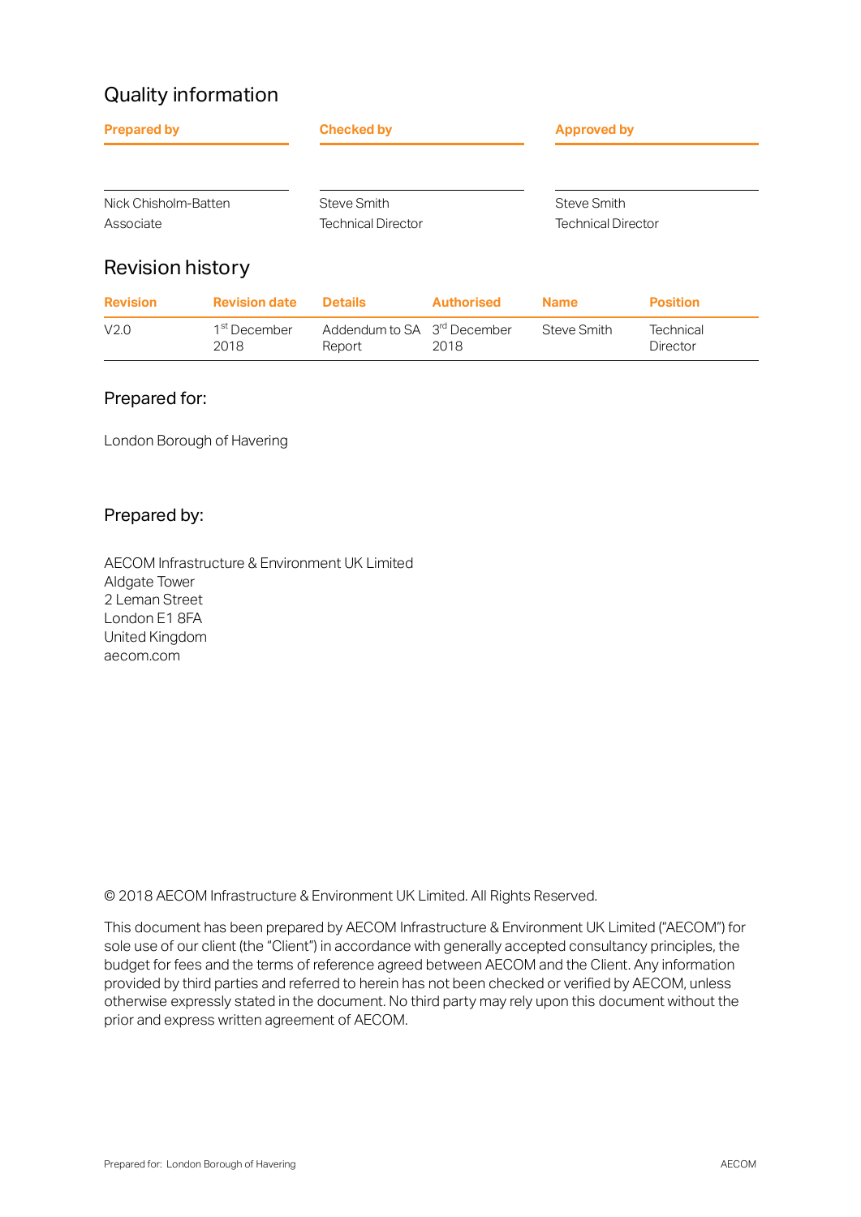## Quality information

| Prepared by | Checked by | Approved by |
|---|---|---|
| Nick Chisholm-Batten<br>Associate | Steve Smith<br>Technical Director | Steve Smith<br>Technical Director |

## Revision history

| Revision | Revision date | Details | Authorised | Name | Position |
|---|---|---|---|---|---|
| V2.0 | 1st December 2018 | Addendum to SA Report | 3rd December 2018 | Steve Smith | Technical Director |

### Prepared for:

London Borough of Havering

### Prepared by:

AECOM Infrastructure & Environment UK Limited
Aldgate Tower
2 Leman Street
London E1 8FA
United Kingdom
aecom.com

© 2018 AECOM Infrastructure & Environment UK Limited. All Rights Reserved.

This document has been prepared by AECOM Infrastructure & Environment UK Limited ("AECOM") for sole use of our client (the "Client") in accordance with generally accepted consultancy principles, the budget for fees and the terms of reference agreed between AECOM and the Client. Any information provided by third parties and referred to herein has not been checked or verified by AECOM, unless otherwise expressly stated in the document. No third party may rely upon this document without the prior and express written agreement of AECOM.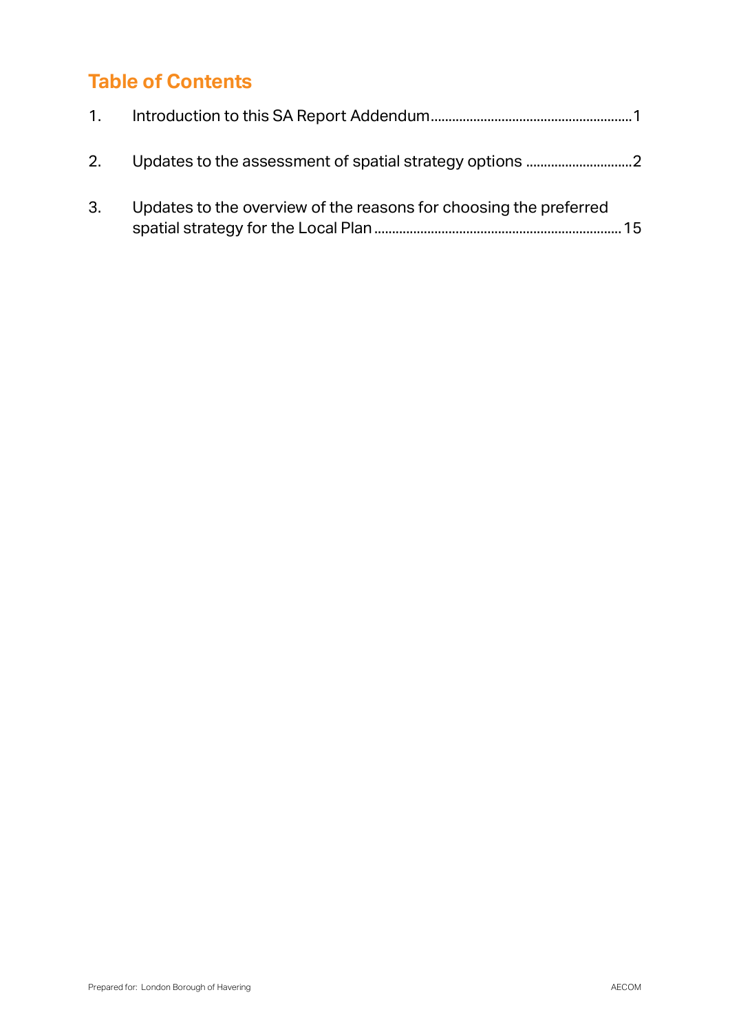## Table of Contents

1. Introduction to this SA Report Addendum........................................................1

2. Updates to the assessment of spatial strategy options ..............................2

3. Updates to the overview of the reasons for choosing the preferred spatial strategy for the Local Plan.....................................................................15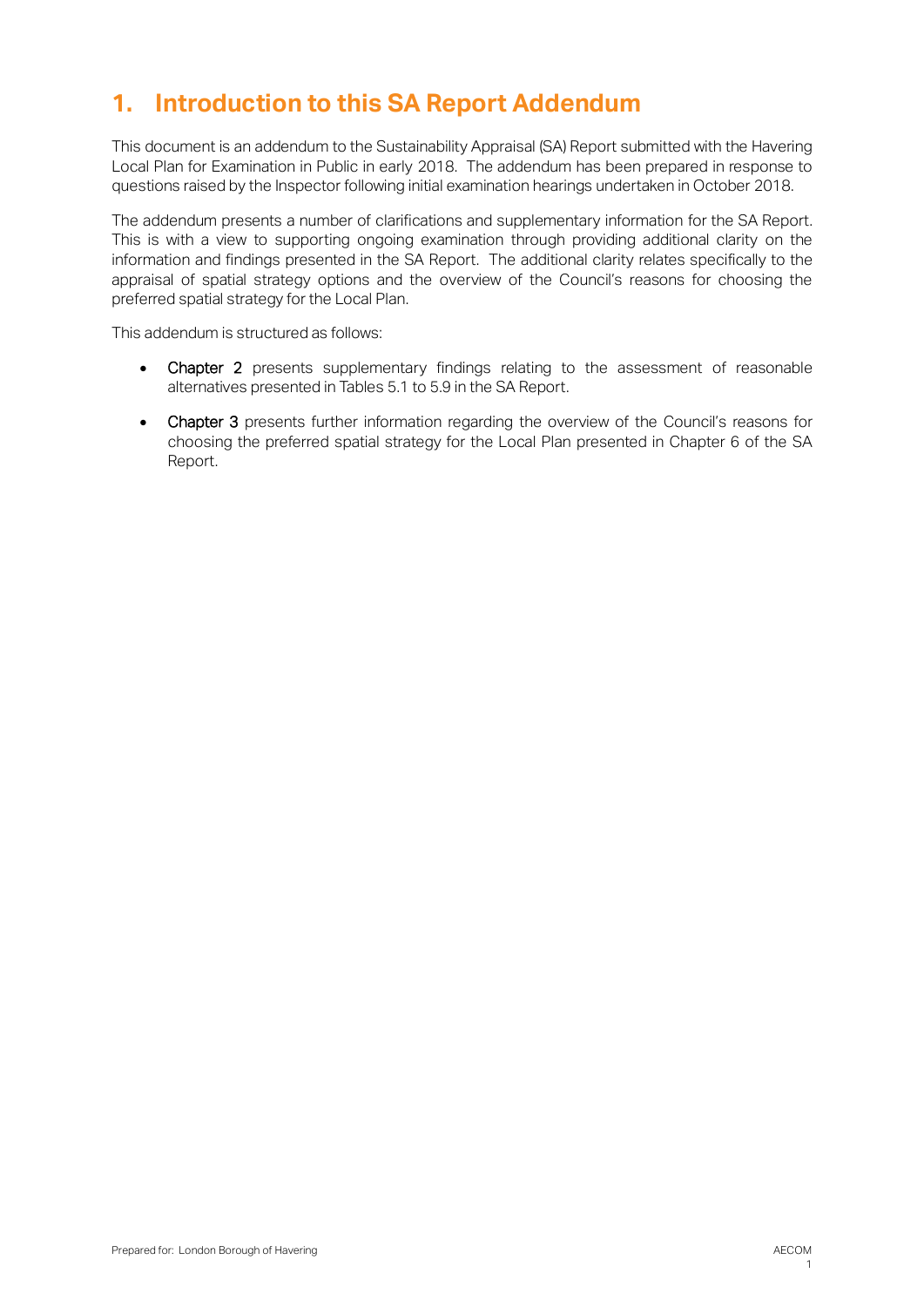# 1. Introduction to this SA Report Addendum

This document is an addendum to the Sustainability Appraisal (SA) Report submitted with the Havering Local Plan for Examination in Public in early 2018. The addendum has been prepared in response to questions raised by the Inspector following initial examination hearings undertaken in October 2018.

The addendum presents a number of clarifications and supplementary information for the SA Report. This is with a view to supporting ongoing examination through providing additional clarity on the information and findings presented in the SA Report. The additional clarity relates specifically to the appraisal of spatial strategy options and the overview of the Council's reasons for choosing the preferred spatial strategy for the Local Plan.

This addendum is structured as follows:

- Chapter 2 presents supplementary findings relating to the assessment of reasonable alternatives presented in Tables 5.1 to 5.9 in the SA Report.
- Chapter 3 presents further information regarding the overview of the Council's reasons for choosing the preferred spatial strategy for the Local Plan presented in Chapter 6 of the SA Report.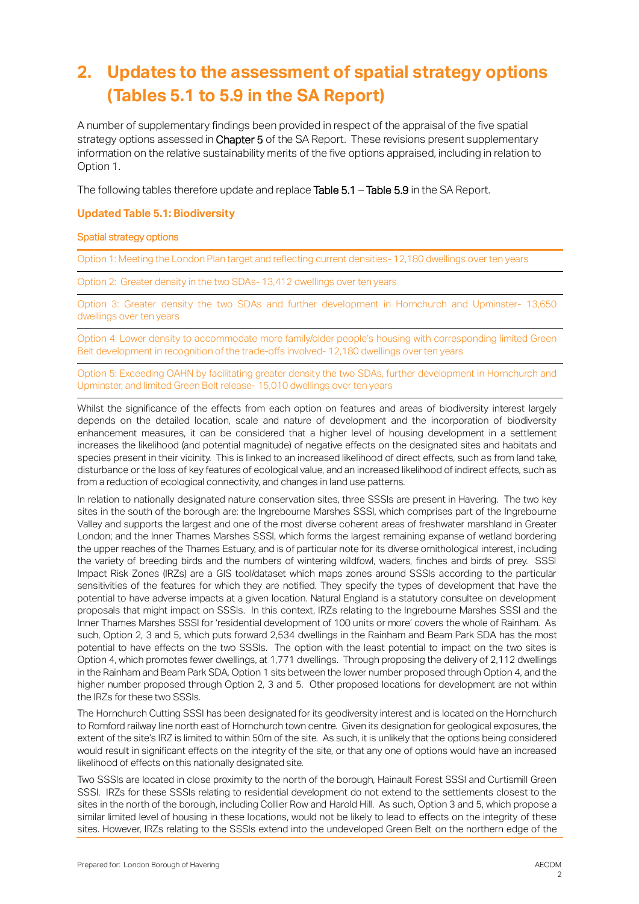# 2. Updates to the assessment of spatial strategy options (Tables 5.1 to 5.9 in the SA Report)

A number of supplementary findings been provided in respect of the appraisal of the five spatial strategy options assessed in Chapter 5 of the SA Report. These revisions present supplementary information on the relative sustainability merits of the five options appraised, including in relation to Option 1.

The following tables therefore update and replace Table 5.1 – Table 5.9 in the SA Report.

### Updated Table 5.1: Biodiversity

| Spatial strategy options |
|---|
| Option 1: Meeting the London Plan target and reflecting current densities- 12,180 dwellings over ten years |
| Option 2: Greater density in the two SDAs- 13,412 dwellings over ten years |
| Option 3: Greater density the two SDAs and further development in Hornchurch and Upminster- 13,650 dwellings over ten years |
| Option 4: Lower density to accommodate more family/older people's housing with corresponding limited Green Belt development in recognition of the trade-offs involved- 12,180 dwellings over ten years |
| Option 5: Exceeding OAHN by facilitating greater density the two SDAs, further development in Hornchurch and Upminster, and limited Green Belt release- 15,010 dwellings over ten years |

Whilst the significance of the effects from each option on features and areas of biodiversity interest largely depends on the detailed location, scale and nature of development and the incorporation of biodiversity enhancement measures, it can be considered that a higher level of housing development in a settlement increases the likelihood (and potential magnitude) of negative effects on the designated sites and habitats and species present in their vicinity. This is linked to an increased likelihood of direct effects, such as from land take, disturbance or the loss of key features of ecological value, and an increased likelihood of indirect effects, such as from a reduction of ecological connectivity, and changes in land use patterns.

In relation to nationally designated nature conservation sites, three SSSIs are present in Havering. The two key sites in the south of the borough are: the Ingrebourne Marshes SSSI, which comprises part of the Ingrebourne Valley and supports the largest and one of the most diverse coherent areas of freshwater marshland in Greater London; and the Inner Thames Marshes SSSI, which forms the largest remaining expanse of wetland bordering the upper reaches of the Thames Estuary, and is of particular note for its diverse ornithological interest, including the variety of breeding birds and the numbers of wintering wildfowl, waders, finches and birds of prey. SSSI Impact Risk Zones (IRZs) are a GIS tool/dataset which maps zones around SSSIs according to the particular sensitivities of the features for which they are notified. They specify the types of development that have the potential to have adverse impacts at a given location. Natural England is a statutory consultee on development proposals that might impact on SSSIs. In this context, IRZs relating to the Ingrebourne Marshes SSSI and the Inner Thames Marshes SSSI for 'residential development of 100 units or more' covers the whole of Rainham. As such, Option 2, 3 and 5, which puts forward 2,534 dwellings in the Rainham and Beam Park SDA has the most potential to have effects on the two SSSIs. The option with the least potential to impact on the two sites is Option 4, which promotes fewer dwellings, at 1,771 dwellings. Through proposing the delivery of 2,112 dwellings in the Rainham and Beam Park SDA, Option 1 sits between the lower number proposed through Option 4, and the higher number proposed through Option 2, 3 and 5. Other proposed locations for development are not within the IRZs for these two SSSIs.

The Hornchurch Cutting SSSI has been designated for its geodiversity interest and is located on the Hornchurch to Romford railway line north east of Hornchurch town centre. Given its designation for geological exposures, the extent of the site's IRZ is limited to within 50m of the site. As such, it is unlikely that the options being considered would result in significant effects on the integrity of the site, or that any one of options would have an increased likelihood of effects on this nationally designated site.

Two SSSIs are located in close proximity to the north of the borough, Hainault Forest SSSI and Curtismill Green SSSI. IRZs for these SSSIs relating to residential development do not extend to the settlements closest to the sites in the north of the borough, including Collier Row and Harold Hill. As such, Option 3 and 5, which propose a similar limited level of housing in these locations, would not be likely to lead to effects on the integrity of these sites. However, IRZs relating to the SSSIs extend into the undeveloped Green Belt on the northern edge of the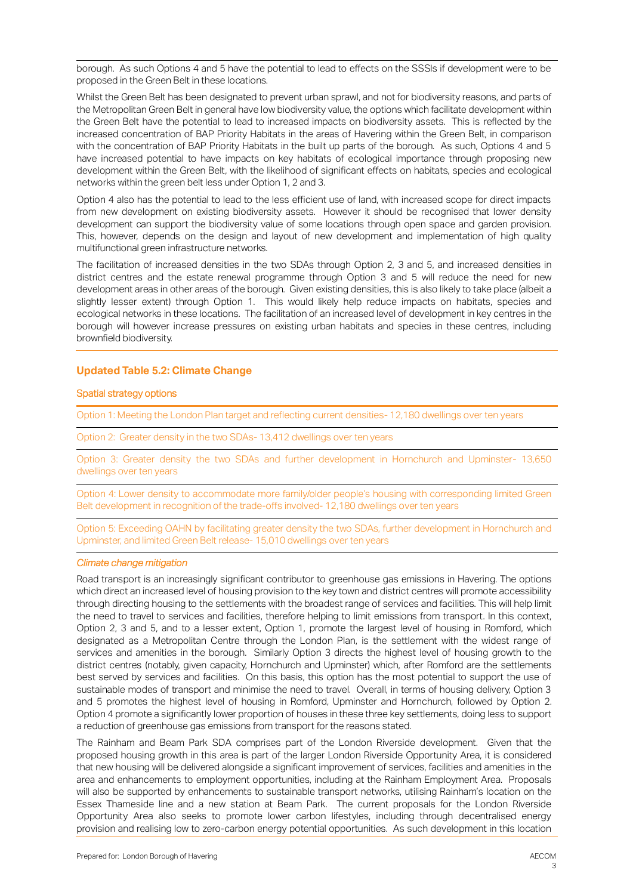borough. As such Options 4 and 5 have the potential to lead to effects on the SSSIs if development were to be proposed in the Green Belt in these locations.

Whilst the Green Belt has been designated to prevent urban sprawl, and not for biodiversity reasons, and parts of the Metropolitan Green Belt in general have low biodiversity value, the options which facilitate development within the Green Belt have the potential to lead to increased impacts on biodiversity assets. This is reflected by the increased concentration of BAP Priority Habitats in the areas of Havering within the Green Belt, in comparison with the concentration of BAP Priority Habitats in the built up parts of the borough. As such, Options 4 and 5 have increased potential to have impacts on key habitats of ecological importance through proposing new development within the Green Belt, with the likelihood of significant effects on habitats, species and ecological networks within the green belt less under Option 1, 2 and 3.

Option 4 also has the potential to lead to the less efficient use of land, with increased scope for direct impacts from new development on existing biodiversity assets. However it should be recognised that lower density development can support the biodiversity value of some locations through open space and garden provision. This, however, depends on the design and layout of new development and implementation of high quality multifunctional green infrastructure networks.

The facilitation of increased densities in the two SDAs through Option 2, 3 and 5, and increased densities in district centres and the estate renewal programme through Option 3 and 5 will reduce the need for new development areas in other areas of the borough. Given existing densities, this is also likely to take place (albeit a slightly lesser extent) through Option 1. This would likely help reduce impacts on habitats, species and ecological networks in these locations. The facilitation of an increased level of development in key centres in the borough will however increase pressures on existing urban habitats and species in these centres, including brownfield biodiversity.

## Updated Table 5.2: Climate Change

### Spatial strategy options

Option 1: Meeting the London Plan target and reflecting current densities- 12,180 dwellings over ten years

Option 2: Greater density in the two SDAs- 13,412 dwellings over ten years

Option 3: Greater density the two SDAs and further development in Hornchurch and Upminster- 13,650 dwellings over ten years

Option 4: Lower density to accommodate more family/older people's housing with corresponding limited Green Belt development in recognition of the trade-offs involved- 12,180 dwellings over ten years

Option 5: Exceeding OAHN by facilitating greater density the two SDAs, further development in Hornchurch and Upminster, and limited Green Belt release- 15,010 dwellings over ten years

*Climate change mitigation*

Road transport is an increasingly significant contributor to greenhouse gas emissions in Havering. The options which direct an increased level of housing provision to the key town and district centres will promote accessibility through directing housing to the settlements with the broadest range of services and facilities. This will help limit the need to travel to services and facilities, therefore helping to limit emissions from transport. In this context, Option 2, 3 and 5, and to a lesser extent, Option 1, promote the largest level of housing in Romford, which designated as a Metropolitan Centre through the London Plan, is the settlement with the widest range of services and amenities in the borough. Similarly Option 3 directs the highest level of housing growth to the district centres (notably, given capacity, Hornchurch and Upminster) which, after Romford are the settlements best served by services and facilities. On this basis, this option has the most potential to support the use of sustainable modes of transport and minimise the need to travel. Overall, in terms of housing delivery, Option 3 and 5 promotes the highest level of housing in Romford, Upminster and Hornchurch, followed by Option 2. Option 4 promote a significantly lower proportion of houses in these three key settlements, doing less to support a reduction of greenhouse gas emissions from transport for the reasons stated.

The Rainham and Beam Park SDA comprises part of the London Riverside development. Given that the proposed housing growth in this area is part of the larger London Riverside Opportunity Area, it is considered that new housing will be delivered alongside a significant improvement of services, facilities and amenities in the area and enhancements to employment opportunities, including at the Rainham Employment Area. Proposals will also be supported by enhancements to sustainable transport networks, utilising Rainham's location on the Essex Thameside line and a new station at Beam Park. The current proposals for the London Riverside Opportunity Area also seeks to promote lower carbon lifestyles, including through decentralised energy provision and realising low to zero-carbon energy potential opportunities. As such development in this location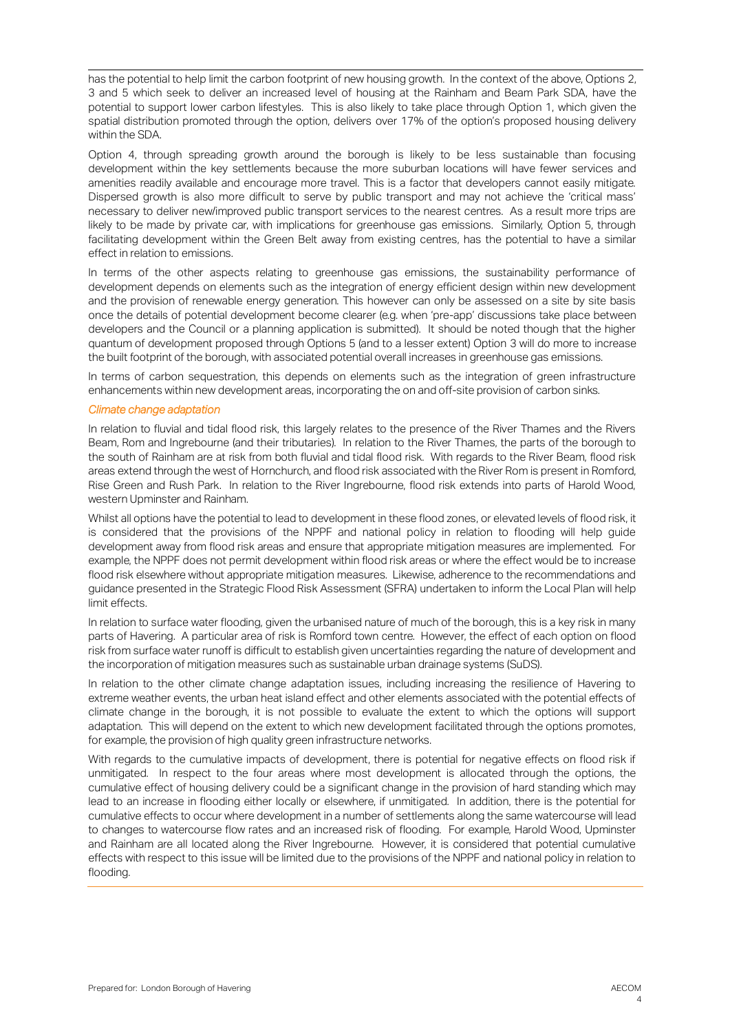has the potential to help limit the carbon footprint of new housing growth. In the context of the above, Options 2, 3 and 5 which seek to deliver an increased level of housing at the Rainham and Beam Park SDA, have the potential to support lower carbon lifestyles. This is also likely to take place through Option 1, which given the spatial distribution promoted through the option, delivers over 17% of the option's proposed housing delivery within the SDA.

Option 4, through spreading growth around the borough is likely to be less sustainable than focusing development within the key settlements because the more suburban locations will have fewer services and amenities readily available and encourage more travel. This is a factor that developers cannot easily mitigate. Dispersed growth is also more difficult to serve by public transport and may not achieve the 'critical mass' necessary to deliver new/improved public transport services to the nearest centres. As a result more trips are likely to be made by private car, with implications for greenhouse gas emissions. Similarly, Option 5, through facilitating development within the Green Belt away from existing centres, has the potential to have a similar effect in relation to emissions.

In terms of the other aspects relating to greenhouse gas emissions, the sustainability performance of development depends on elements such as the integration of energy efficient design within new development and the provision of renewable energy generation. This however can only be assessed on a site by site basis once the details of potential development become clearer (e.g. when 'pre-app' discussions take place between developers and the Council or a planning application is submitted). It should be noted though that the higher quantum of development proposed through Options 5 (and to a lesser extent) Option 3 will do more to increase the built footprint of the borough, with associated potential overall increases in greenhouse gas emissions.

In terms of carbon sequestration, this depends on elements such as the integration of green infrastructure enhancements within new development areas, incorporating the on and off-site provision of carbon sinks.

*Climate change adaptation*

In relation to fluvial and tidal flood risk, this largely relates to the presence of the River Thames and the Rivers Beam, Rom and Ingrebourne (and their tributaries). In relation to the River Thames, the parts of the borough to the south of Rainham are at risk from both fluvial and tidal flood risk. With regards to the River Beam, flood risk areas extend through the west of Hornchurch, and flood risk associated with the River Rom is present in Romford, Rise Green and Rush Park. In relation to the River Ingrebourne, flood risk extends into parts of Harold Wood, western Upminster and Rainham.

Whilst all options have the potential to lead to development in these flood zones, or elevated levels of flood risk, it is considered that the provisions of the NPPF and national policy in relation to flooding will help guide development away from flood risk areas and ensure that appropriate mitigation measures are implemented. For example, the NPPF does not permit development within flood risk areas or where the effect would be to increase flood risk elsewhere without appropriate mitigation measures. Likewise, adherence to the recommendations and guidance presented in the Strategic Flood Risk Assessment (SFRA) undertaken to inform the Local Plan will help limit effects.

In relation to surface water flooding, given the urbanised nature of much of the borough, this is a key risk in many parts of Havering. A particular area of risk is Romford town centre. However, the effect of each option on flood risk from surface water runoff is difficult to establish given uncertainties regarding the nature of development and the incorporation of mitigation measures such as sustainable urban drainage systems (SuDS).

In relation to the other climate change adaptation issues, including increasing the resilience of Havering to extreme weather events, the urban heat island effect and other elements associated with the potential effects of climate change in the borough, it is not possible to evaluate the extent to which the options will support adaptation. This will depend on the extent to which new development facilitated through the options promotes, for example, the provision of high quality green infrastructure networks.

With regards to the cumulative impacts of development, there is potential for negative effects on flood risk if unmitigated. In respect to the four areas where most development is allocated through the options, the cumulative effect of housing delivery could be a significant change in the provision of hard standing which may lead to an increase in flooding either locally or elsewhere, if unmitigated. In addition, there is the potential for cumulative effects to occur where development in a number of settlements along the same watercourse will lead to changes to watercourse flow rates and an increased risk of flooding. For example, Harold Wood, Upminster and Rainham are all located along the River Ingrebourne. However, it is considered that potential cumulative effects with respect to this issue will be limited due to the provisions of the NPPF and national policy in relation to flooding.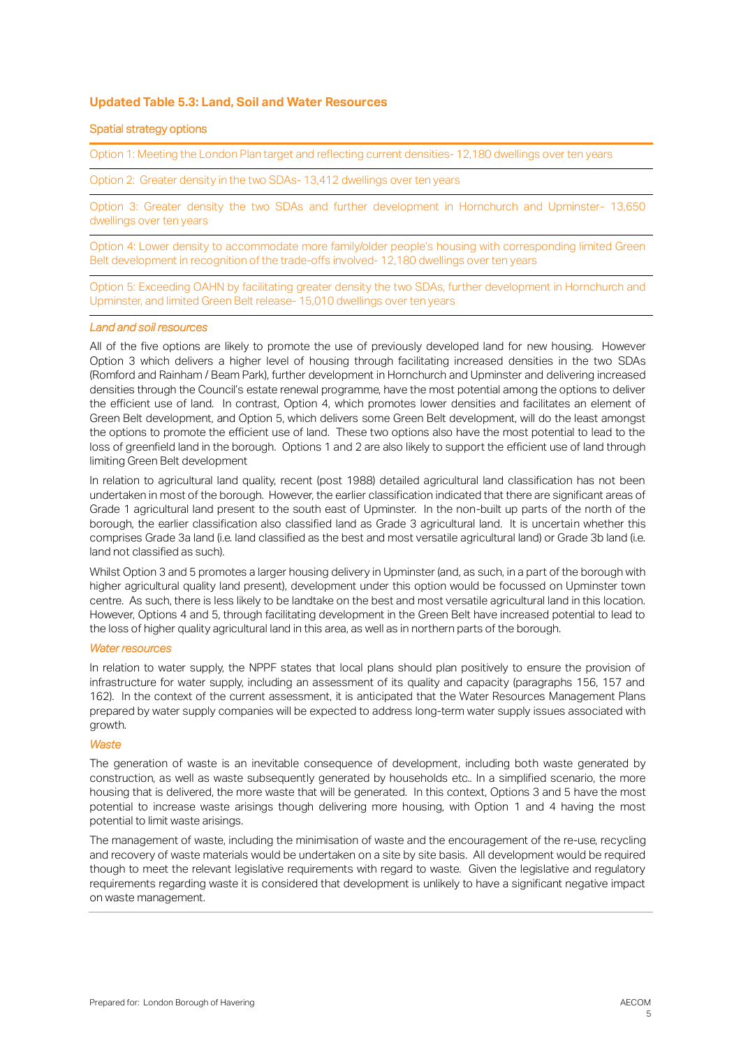### Updated Table 5.3: Land, Soil and Water Resources

Spatial strategy options

Option 1: Meeting the London Plan target and reflecting current densities- 12,180 dwellings over ten years

Option 2: Greater density in the two SDAs- 13,412 dwellings over ten years

Option 3: Greater density the two SDAs and further development in Hornchurch and Upminster- 13,650 dwellings over ten years

Option 4: Lower density to accommodate more family/older people's housing with corresponding limited Green Belt development in recognition of the trade-offs involved- 12,180 dwellings over ten years

Option 5: Exceeding OAHN by facilitating greater density the two SDAs, further development in Hornchurch and Upminster, and limited Green Belt release- 15,010 dwellings over ten years

*Land and soil resources*

All of the five options are likely to promote the use of previously developed land for new housing. However Option 3 which delivers a higher level of housing through facilitating increased densities in the two SDAs (Romford and Rainham / Beam Park), further development in Hornchurch and Upminster and delivering increased densities through the Council's estate renewal programme, have the most potential among the options to deliver the efficient use of land. In contrast, Option 4, which promotes lower densities and facilitates an element of Green Belt development, and Option 5, which delivers some Green Belt development, will do the least amongst the options to promote the efficient use of land. These two options also have the most potential to lead to the loss of greenfield land in the borough. Options 1 and 2 are also likely to support the efficient use of land through limiting Green Belt development

In relation to agricultural land quality, recent (post 1988) detailed agricultural land classification has not been undertaken in most of the borough. However, the earlier classification indicated that there are significant areas of Grade 1 agricultural land present to the south east of Upminster. In the non-built up parts of the north of the borough, the earlier classification also classified land as Grade 3 agricultural land. It is uncertain whether this comprises Grade 3a land (i.e. land classified as the best and most versatile agricultural land) or Grade 3b land (i.e. land not classified as such).

Whilst Option 3 and 5 promotes a larger housing delivery in Upminster (and, as such, in a part of the borough with higher agricultural quality land present), development under this option would be focussed on Upminster town centre. As such, there is less likely to be landtake on the best and most versatile agricultural land in this location. However, Options 4 and 5, through facilitating development in the Green Belt have increased potential to lead to the loss of higher quality agricultural land in this area, as well as in northern parts of the borough.

*Water resources*

In relation to water supply, the NPPF states that local plans should plan positively to ensure the provision of infrastructure for water supply, including an assessment of its quality and capacity (paragraphs 156, 157 and 162). In the context of the current assessment, it is anticipated that the Water Resources Management Plans prepared by water supply companies will be expected to address long-term water supply issues associated with growth.

*Waste*

The generation of waste is an inevitable consequence of development, including both waste generated by construction, as well as waste subsequently generated by households etc.. In a simplified scenario, the more housing that is delivered, the more waste that will be generated. In this context, Options 3 and 5 have the most potential to increase waste arisings though delivering more housing, with Option 1 and 4 having the most potential to limit waste arisings.

The management of waste, including the minimisation of waste and the encouragement of the re-use, recycling and recovery of waste materials would be undertaken on a site by site basis. All development would be required though to meet the relevant legislative requirements with regard to waste. Given the legislative and regulatory requirements regarding waste it is considered that development is unlikely to have a significant negative impact on waste management.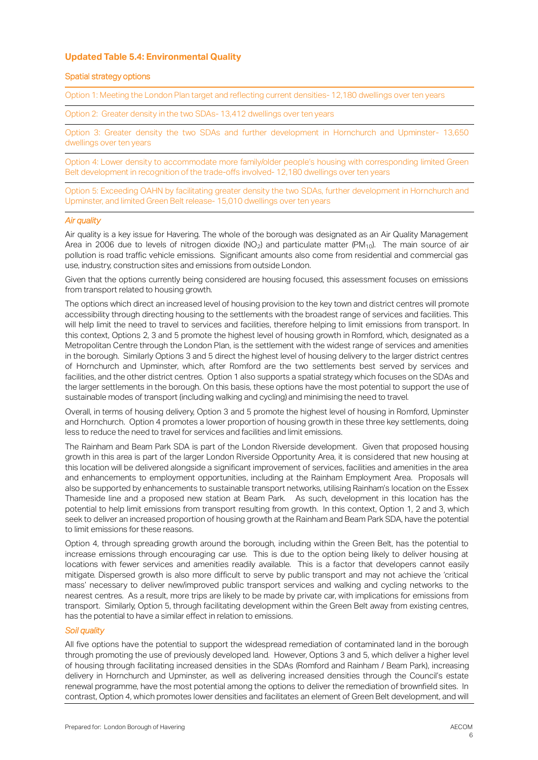## Updated Table 5.4: Environmental Quality

| Spatial strategy options |
| --- |
| Option 1: Meeting the London Plan target and reflecting current densities- 12,180 dwellings over ten years |
| Option 2: Greater density in the two SDAs- 13,412 dwellings over ten years |
| Option 3: Greater density the two SDAs and further development in Hornchurch and Upminster- 13,650 dwellings over ten years |
| Option 4: Lower density to accommodate more family/older people's housing with corresponding limited Green Belt development in recognition of the trade-offs involved- 12,180 dwellings over ten years |
| Option 5: Exceeding OAHN by facilitating greater density the two SDAs, further development in Hornchurch and Upminster, and limited Green Belt release- 15,010 dwellings over ten years |

*Air quality*

Air quality is a key issue for Havering. The whole of the borough was designated as an Air Quality Management Area in 2006 due to levels of nitrogen dioxide ($NO_2$) and particulate matter ($PM_{10}$). The main source of air pollution is road traffic vehicle emissions. Significant amounts also come from residential and commercial gas use, industry, construction sites and emissions from outside London.

Given that the options currently being considered are housing focused, this assessment focuses on emissions from transport related to housing growth.

The options which direct an increased level of housing provision to the key town and district centres will promote accessibility through directing housing to the settlements with the broadest range of services and facilities. This will help limit the need to travel to services and facilities, therefore helping to limit emissions from transport. In this context, Options 2, 3 and 5 promote the highest level of housing growth in Romford, which, designated as a Metropolitan Centre through the London Plan, is the settlement with the widest range of services and amenities in the borough. Similarly Options 3 and 5 direct the highest level of housing delivery to the larger district centres of Hornchurch and Upminster, which, after Romford are the two settlements best served by services and facilities, and the other district centres. Option 1 also supports a spatial strategy which focuses on the SDAs and the larger settlements in the borough. On this basis, these options have the most potential to support the use of sustainable modes of transport (including walking and cycling) and minimising the need to travel.

Overall, in terms of housing delivery, Option 3 and 5 promote the highest level of housing in Romford, Upminster and Hornchurch. Option 4 promotes a lower proportion of housing growth in these three key settlements, doing less to reduce the need to travel for services and facilities and limit emissions.

The Rainham and Beam Park SDA is part of the London Riverside development. Given that proposed housing growth in this area is part of the larger London Riverside Opportunity Area, it is considered that new housing at this location will be delivered alongside a significant improvement of services, facilities and amenities in the area and enhancements to employment opportunities, including at the Rainham Employment Area. Proposals will also be supported by enhancements to sustainable transport networks, utilising Rainham's location on the Essex Thameside line and a proposed new station at Beam Park. As such, development in this location has the potential to help limit emissions from transport resulting from growth. In this context, Option 1, 2 and 3, which seek to deliver an increased proportion of housing growth at the Rainham and Beam Park SDA, have the potential to limit emissions for these reasons.

Option 4, through spreading growth around the borough, including within the Green Belt, has the potential to increase emissions through encouraging car use. This is due to the option being likely to deliver housing at locations with fewer services and amenities readily available. This is a factor that developers cannot easily mitigate. Dispersed growth is also more difficult to serve by public transport and may not achieve the 'critical mass' necessary to deliver new/improved public transport services and walking and cycling networks to the nearest centres. As a result, more trips are likely to be made by private car, with implications for emissions from transport. Similarly, Option 5, through facilitating development within the Green Belt away from existing centres, has the potential to have a similar effect in relation to emissions.

*Soil quality*

All five options have the potential to support the widespread remediation of contaminated land in the borough through promoting the use of previously developed land. However, Options 3 and 5, which deliver a higher level of housing through facilitating increased densities in the SDAs (Romford and Rainham / Beam Park), increasing delivery in Hornchurch and Upminster, as well as delivering increased densities through the Council's estate renewal programme, have the most potential among the options to deliver the remediation of brownfield sites. In contrast, Option 4, which promotes lower densities and facilitates an element of Green Belt development, and will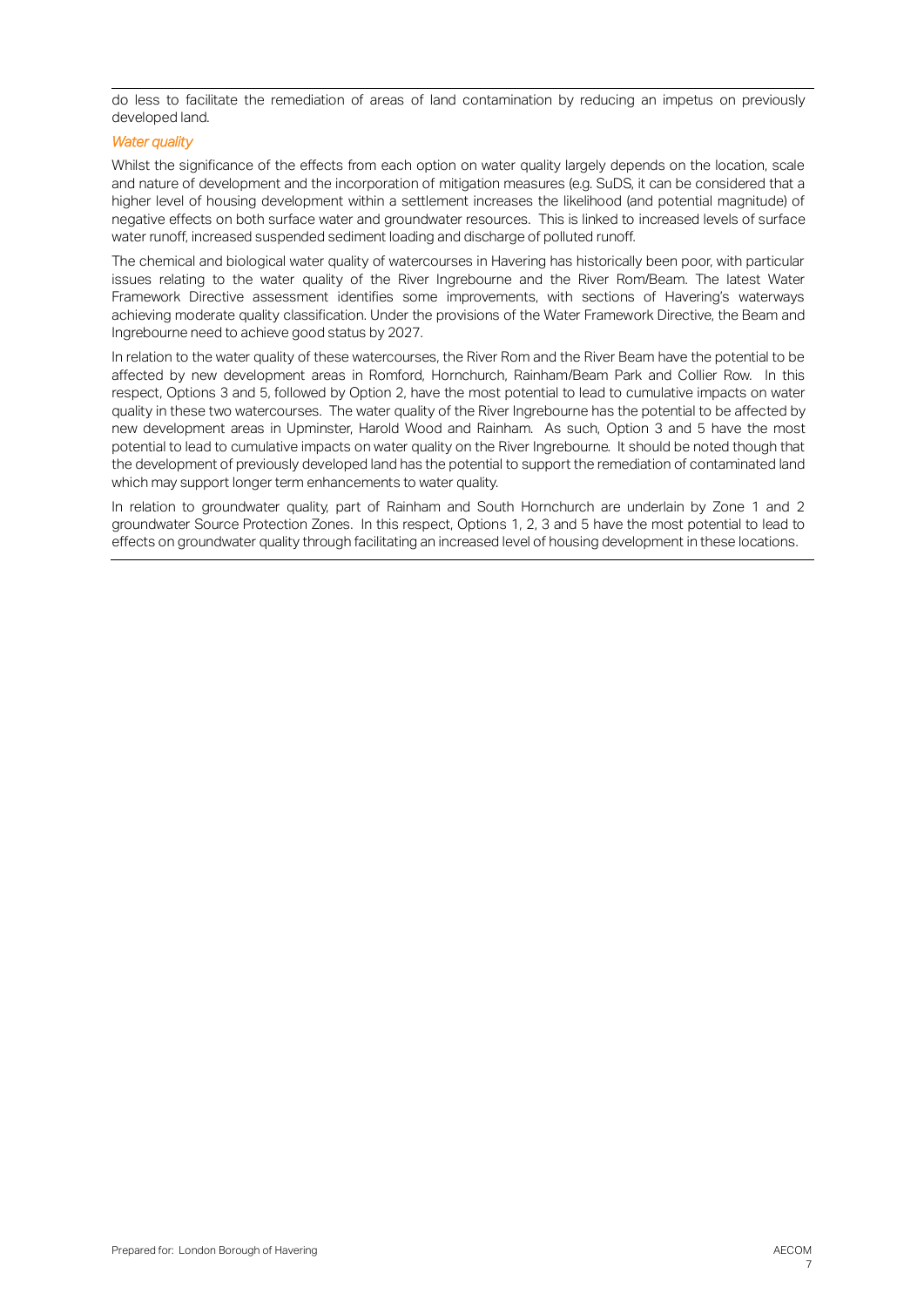do less to facilitate the remediation of areas of land contamination by reducing an impetus on previously developed land.

*Water quality*

Whilst the significance of the effects from each option on water quality largely depends on the location, scale and nature of development and the incorporation of mitigation measures (e.g. SuDS, it can be considered that a higher level of housing development within a settlement increases the likelihood (and potential magnitude) of negative effects on both surface water and groundwater resources. This is linked to increased levels of surface water runoff, increased suspended sediment loading and discharge of polluted runoff.

The chemical and biological water quality of watercourses in Havering has historically been poor, with particular issues relating to the water quality of the River Ingrebourne and the River Rom/Beam. The latest Water Framework Directive assessment identifies some improvements, with sections of Havering's waterways achieving moderate quality classification. Under the provisions of the Water Framework Directive, the Beam and Ingrebourne need to achieve good status by 2027.

In relation to the water quality of these watercourses, the River Rom and the River Beam have the potential to be affected by new development areas in Romford, Hornchurch, Rainham/Beam Park and Collier Row. In this respect, Options 3 and 5, followed by Option 2, have the most potential to lead to cumulative impacts on water quality in these two watercourses. The water quality of the River Ingrebourne has the potential to be affected by new development areas in Upminster, Harold Wood and Rainham. As such, Option 3 and 5 have the most potential to lead to cumulative impacts on water quality on the River Ingrebourne. It should be noted though that the development of previously developed land has the potential to support the remediation of contaminated land which may support longer term enhancements to water quality.

In relation to groundwater quality, part of Rainham and South Hornchurch are underlain by Zone 1 and 2 groundwater Source Protection Zones. In this respect, Options 1, 2, 3 and 5 have the most potential to lead to effects on groundwater quality through facilitating an increased level of housing development in these locations.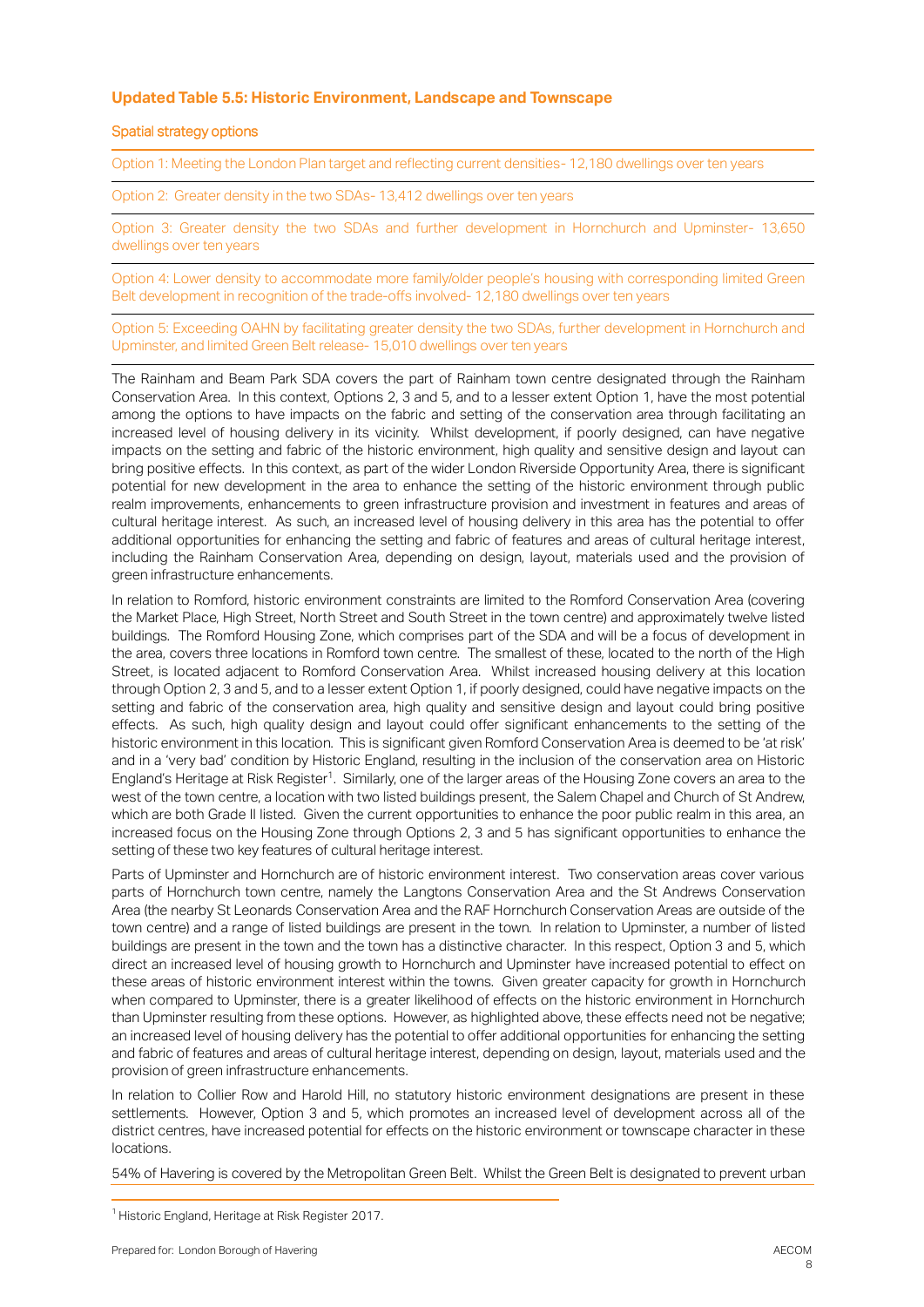### Updated Table 5.5: Historic Environment, Landscape and Townscape

| Spatial strategy options |
|---|
| Option 1: Meeting the London Plan target and reflecting current densities- 12,180 dwellings over ten years |
| Option 2: Greater density in the two SDAs- 13,412 dwellings over ten years |
| Option 3: Greater density the two SDAs and further development in Hornchurch and Upminster- 13,650 dwellings over ten years |
| Option 4: Lower density to accommodate more family/older people's housing with corresponding limited Green Belt development in recognition of the trade-offs involved- 12,180 dwellings over ten years |
| Option 5: Exceeding OAHN by facilitating greater density the two SDAs, further development in Hornchurch and Upminster, and limited Green Belt release- 15,010 dwellings over ten years |

The Rainham and Beam Park SDA covers the part of Rainham town centre designated through the Rainham Conservation Area. In this context, Options 2, 3 and 5, and to a lesser extent Option 1, have the most potential among the options to have impacts on the fabric and setting of the conservation area through facilitating an increased level of housing delivery in its vicinity. Whilst development, if poorly designed, can have negative impacts on the setting and fabric of the historic environment, high quality and sensitive design and layout can bring positive effects. In this context, as part of the wider London Riverside Opportunity Area, there is significant potential for new development in the area to enhance the setting of the historic environment through public realm improvements, enhancements to green infrastructure provision and investment in features and areas of cultural heritage interest. As such, an increased level of housing delivery in this area has the potential to offer additional opportunities for enhancing the setting and fabric of features and areas of cultural heritage interest, including the Rainham Conservation Area, depending on design, layout, materials used and the provision of green infrastructure enhancements.

In relation to Romford, historic environment constraints are limited to the Romford Conservation Area (covering the Market Place, High Street, North Street and South Street in the town centre) and approximately twelve listed buildings. The Romford Housing Zone, which comprises part of the SDA and will be a focus of development in the area, covers three locations in Romford town centre. The smallest of these, located to the north of the High Street, is located adjacent to Romford Conservation Area. Whilst increased housing delivery at this location through Option 2, 3 and 5, and to a lesser extent Option 1, if poorly designed, could have negative impacts on the setting and fabric of the conservation area, high quality and sensitive design and layout could bring positive effects. As such, high quality design and layout could offer significant enhancements to the setting of the historic environment in this location. This is significant given Romford Conservation Area is deemed to be 'at risk' and in a 'very bad' condition by Historic England, resulting in the inclusion of the conservation area on Historic England's Heritage at Risk Register[1]. Similarly, one of the larger areas of the Housing Zone covers an area to the west of the town centre, a location with two listed buildings present, the Salem Chapel and Church of St Andrew, which are both Grade II listed. Given the current opportunities to enhance the poor public realm in this area, an increased focus on the Housing Zone through Options 2, 3 and 5 has significant opportunities to enhance the setting of these two key features of cultural heritage interest.

Parts of Upminster and Hornchurch are of historic environment interest. Two conservation areas cover various parts of Hornchurch town centre, namely the Langtons Conservation Area and the St Andrews Conservation Area (the nearby St Leonards Conservation Area and the RAF Hornchurch Conservation Areas are outside of the town centre) and a range of listed buildings are present in the town. In relation to Upminster, a number of listed buildings are present in the town and the town has a distinctive character. In this respect, Option 3 and 5, which direct an increased level of housing growth to Hornchurch and Upminster have increased potential to effect on these areas of historic environment interest within the towns. Given greater capacity for growth in Hornchurch when compared to Upminster, there is a greater likelihood of effects on the historic environment in Hornchurch than Upminster resulting from these options. However, as highlighted above, these effects need not be negative; an increased level of housing delivery has the potential to offer additional opportunities for enhancing the setting and fabric of features and areas of cultural heritage interest, depending on design, layout, materials used and the provision of green infrastructure enhancements.

In relation to Collier Row and Harold Hill, no statutory historic environment designations are present in these settlements. However, Option 3 and 5, which promotes an increased level of development across all of the district centres, have increased potential for effects on the historic environment or townscape character in these locations.

54% of Havering is covered by the Metropolitan Green Belt. Whilst the Green Belt is designated to prevent urban

[1] Historic England, Heritage at Risk Register 2017.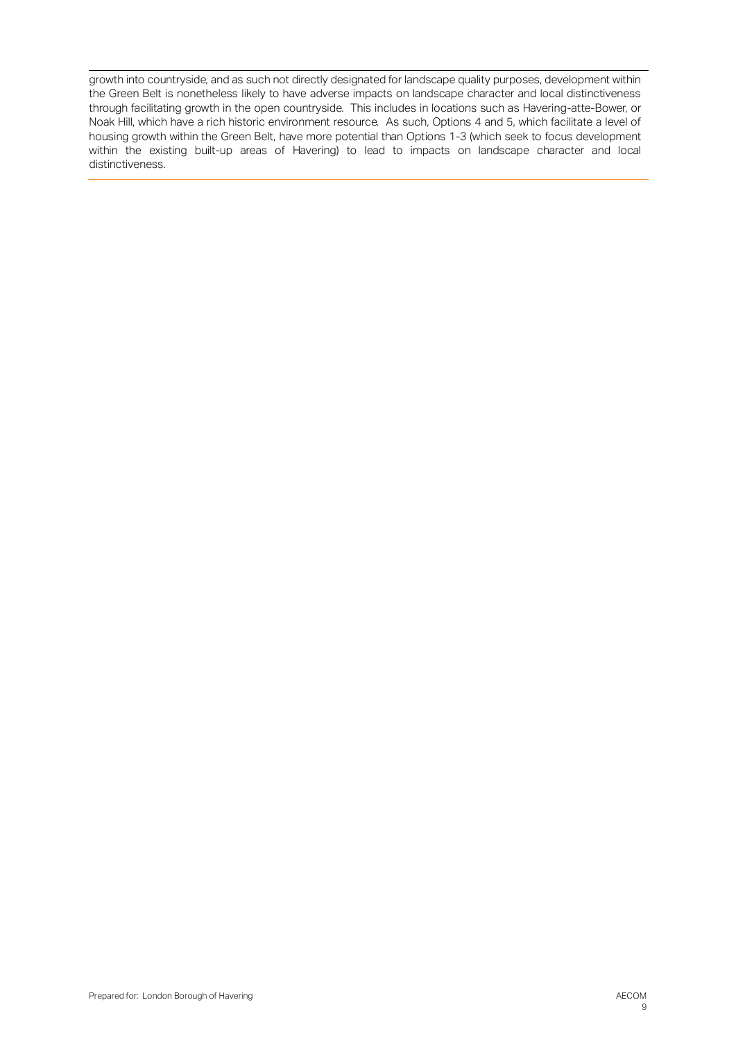growth into countryside, and as such not directly designated for landscape quality purposes, development within the Green Belt is nonetheless likely to have adverse impacts on landscape character and local distinctiveness through facilitating growth in the open countryside. This includes in locations such as Havering-atte-Bower, or Noak Hill, which have a rich historic environment resource. As such, Options 4 and 5, which facilitate a level of housing growth within the Green Belt, have more potential than Options 1-3 (which seek to focus development within the existing built-up areas of Havering) to lead to impacts on landscape character and local distinctiveness.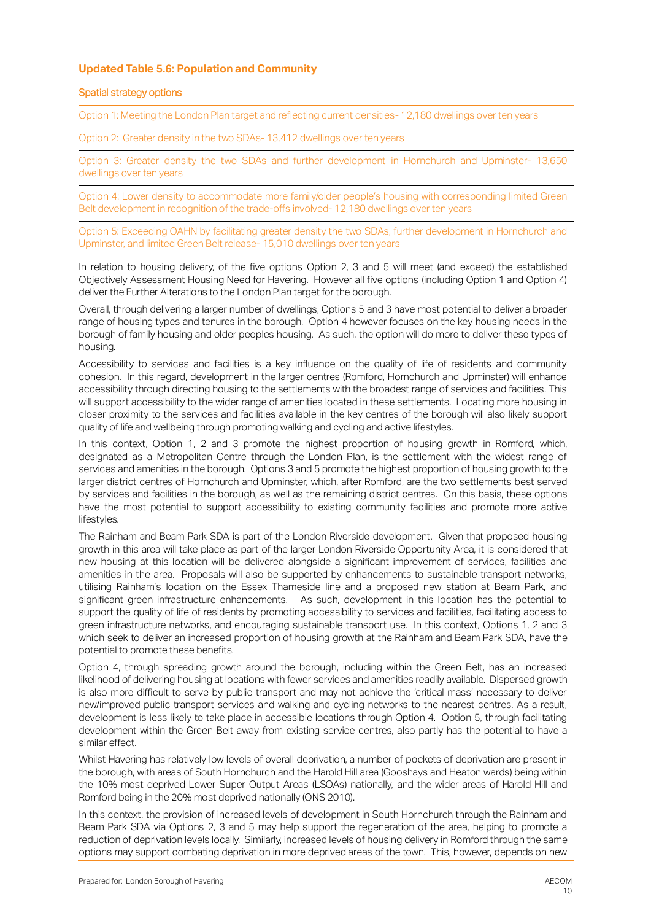### Updated Table 5.6: Population and Community

| Spatial strategy options |
|---|
| Option 1: Meeting the London Plan target and reflecting current densities- 12,180 dwellings over ten years |
| Option 2: Greater density in the two SDAs- 13,412 dwellings over ten years |
| Option 3: Greater density the two SDAs and further development in Hornchurch and Upminster- 13,650 dwellings over ten years |
| Option 4: Lower density to accommodate more family/older people's housing with corresponding limited Green Belt development in recognition of the trade-offs involved- 12,180 dwellings over ten years |
| Option 5: Exceeding OAHN by facilitating greater density the two SDAs, further development in Hornchurch and Upminster, and limited Green Belt release- 15,010 dwellings over ten years |

In relation to housing delivery, of the five options Option 2, 3 and 5 will meet (and exceed) the established Objectively Assessment Housing Need for Havering. However all five options (including Option 1 and Option 4) deliver the Further Alterations to the London Plan target for the borough.

Overall, through delivering a larger number of dwellings, Options 5 and 3 have most potential to deliver a broader range of housing types and tenures in the borough. Option 4 however focuses on the key housing needs in the borough of family housing and older peoples housing. As such, the option will do more to deliver these types of housing.

Accessibility to services and facilities is a key influence on the quality of life of residents and community cohesion. In this regard, development in the larger centres (Romford, Hornchurch and Upminster) will enhance accessibility through directing housing to the settlements with the broadest range of services and facilities. This will support accessibility to the wider range of amenities located in these settlements. Locating more housing in closer proximity to the services and facilities available in the key centres of the borough will also likely support quality of life and wellbeing through promoting walking and cycling and active lifestyles.

In this context, Option 1, 2 and 3 promote the highest proportion of housing growth in Romford, which, designated as a Metropolitan Centre through the London Plan, is the settlement with the widest range of services and amenities in the borough. Options 3 and 5 promote the highest proportion of housing growth to the larger district centres of Hornchurch and Upminster, which, after Romford, are the two settlements best served by services and facilities in the borough, as well as the remaining district centres. On this basis, these options have the most potential to support accessibility to existing community facilities and promote more active lifestyles.

The Rainham and Beam Park SDA is part of the London Riverside development. Given that proposed housing growth in this area will take place as part of the larger London Riverside Opportunity Area, it is considered that new housing at this location will be delivered alongside a significant improvement of services, facilities and amenities in the area. Proposals will also be supported by enhancements to sustainable transport networks, utilising Rainham's location on the Essex Thameside line and a proposed new station at Beam Park, and significant green infrastructure enhancements. As such, development in this location has the potential to support the quality of life of residents by promoting accessibility to services and facilities, facilitating access to green infrastructure networks, and encouraging sustainable transport use. In this context, Options 1, 2 and 3 which seek to deliver an increased proportion of housing growth at the Rainham and Beam Park SDA, have the potential to promote these benefits.

Option 4, through spreading growth around the borough, including within the Green Belt, has an increased likelihood of delivering housing at locations with fewer services and amenities readily available. Dispersed growth is also more difficult to serve by public transport and may not achieve the 'critical mass' necessary to deliver new/improved public transport services and walking and cycling networks to the nearest centres. As a result, development is less likely to take place in accessible locations through Option 4. Option 5, through facilitating development within the Green Belt away from existing service centres, also partly has the potential to have a similar effect.

Whilst Havering has relatively low levels of overall deprivation, a number of pockets of deprivation are present in the borough, with areas of South Hornchurch and the Harold Hill area (Gooshays and Heaton wards) being within the 10% most deprived Lower Super Output Areas (LSOAs) nationally, and the wider areas of Harold Hill and Romford being in the 20% most deprived nationally (ONS 2010).

In this context, the provision of increased levels of development in South Hornchurch through the Rainham and Beam Park SDA via Options 2, 3 and 5 may help support the regeneration of the area, helping to promote a reduction of deprivation levels locally. Similarly, increased levels of housing delivery in Romford through the same options may support combating deprivation in more deprived areas of the town. This, however, depends on new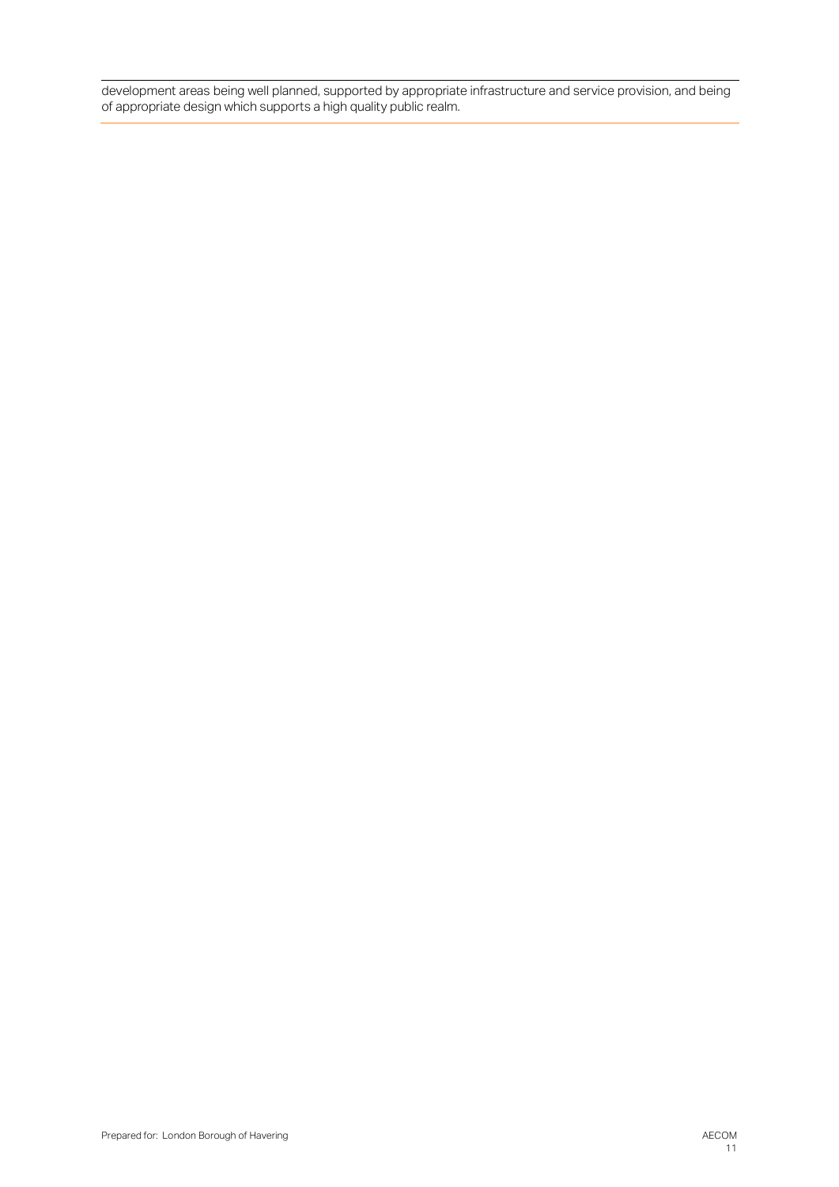development areas being well planned, supported by appropriate infrastructure and service provision, and being of appropriate design which supports a high quality public realm.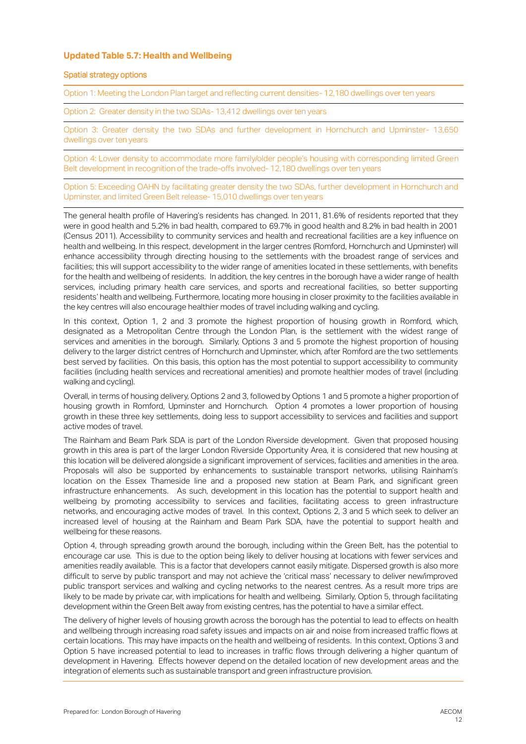**Updated Table 5.7: Health and Wellbeing**

Spatial strategy options

Option 1: Meeting the London Plan target and reflecting current densities- 12,180 dwellings over ten years

Option 2: Greater density in the two SDAs- 13,412 dwellings over ten years

Option 3: Greater density the two SDAs and further development in Hornchurch and Upminster- 13,650 dwellings over ten years

Option 4: Lower density to accommodate more family/older people's housing with corresponding limited Green Belt development in recognition of the trade-offs involved- 12,180 dwellings over ten years

Option 5: Exceeding OAHN by facilitating greater density the two SDAs, further development in Hornchurch and Upminster, and limited Green Belt release- 15,010 dwellings over ten years

The general health profile of Havering's residents has changed. In 2011, 81.6% of residents reported that they were in good health and 5.2% in bad health, compared to 69.7% in good health and 8.2% in bad health in 2001 (Census 2011). Accessibility to community services and health and recreational facilities are a key influence on health and wellbeing. In this respect, development in the larger centres (Romford, Hornchurch and Upminster) will enhance accessibility through directing housing to the settlements with the broadest range of services and facilities; this will support accessibility to the wider range of amenities located in these settlements, with benefits for the health and wellbeing of residents. In addition, the key centres in the borough have a wider range of health services, including primary health care services, and sports and recreational facilities, so better supporting residents' health and wellbeing. Furthermore, locating more housing in closer proximity to the facilities available in the key centres will also encourage healthier modes of travel including walking and cycling.

In this context, Option 1, 2 and 3 promote the highest proportion of housing growth in Romford, which, designated as a Metropolitan Centre through the London Plan, is the settlement with the widest range of services and amenities in the borough. Similarly, Options 3 and 5 promote the highest proportion of housing delivery to the larger district centres of Hornchurch and Upminster, which, after Romford are the two settlements best served by facilities. On this basis, this option has the most potential to support accessibility to community facilities (including health services and recreational amenities) and promote healthier modes of travel (including walking and cycling).

Overall, in terms of housing delivery, Options 2 and 3, followed by Options 1 and 5 promote a higher proportion of housing growth in Romford, Upminster and Hornchurch. Option 4 promotes a lower proportion of housing growth in these three key settlements, doing less to support accessibility to services and facilities and support active modes of travel.

The Rainham and Beam Park SDA is part of the London Riverside development. Given that proposed housing growth in this area is part of the larger London Riverside Opportunity Area, it is considered that new housing at this location will be delivered alongside a significant improvement of services, facilities and amenities in the area. Proposals will also be supported by enhancements to sustainable transport networks, utilising Rainham's location on the Essex Thameside line and a proposed new station at Beam Park, and significant green infrastructure enhancements. As such, development in this location has the potential to support health and wellbeing by promoting accessibility to services and facilities, facilitating access to green infrastructure networks, and encouraging active modes of travel. In this context, Options 2, 3 and 5 which seek to deliver an increased level of housing at the Rainham and Beam Park SDA, have the potential to support health and wellbeing for these reasons.

Option 4, through spreading growth around the borough, including within the Green Belt, has the potential to encourage car use. This is due to the option being likely to deliver housing at locations with fewer services and amenities readily available. This is a factor that developers cannot easily mitigate. Dispersed growth is also more difficult to serve by public transport and may not achieve the 'critical mass' necessary to deliver new/improved public transport services and walking and cycling networks to the nearest centres. As a result more trips are likely to be made by private car, with implications for health and wellbeing. Similarly, Option 5, through facilitating development within the Green Belt away from existing centres, has the potential to have a similar effect.

The delivery of higher levels of housing growth across the borough has the potential to lead to effects on health and wellbeing through increasing road safety issues and impacts on air and noise from increased traffic flows at certain locations. This may have impacts on the health and wellbeing of residents. In this context, Options 3 and Option 5 have increased potential to lead to increases in traffic flows through delivering a higher quantum of development in Havering. Effects however depend on the detailed location of new development areas and the integration of elements such as sustainable transport and green infrastructure provision.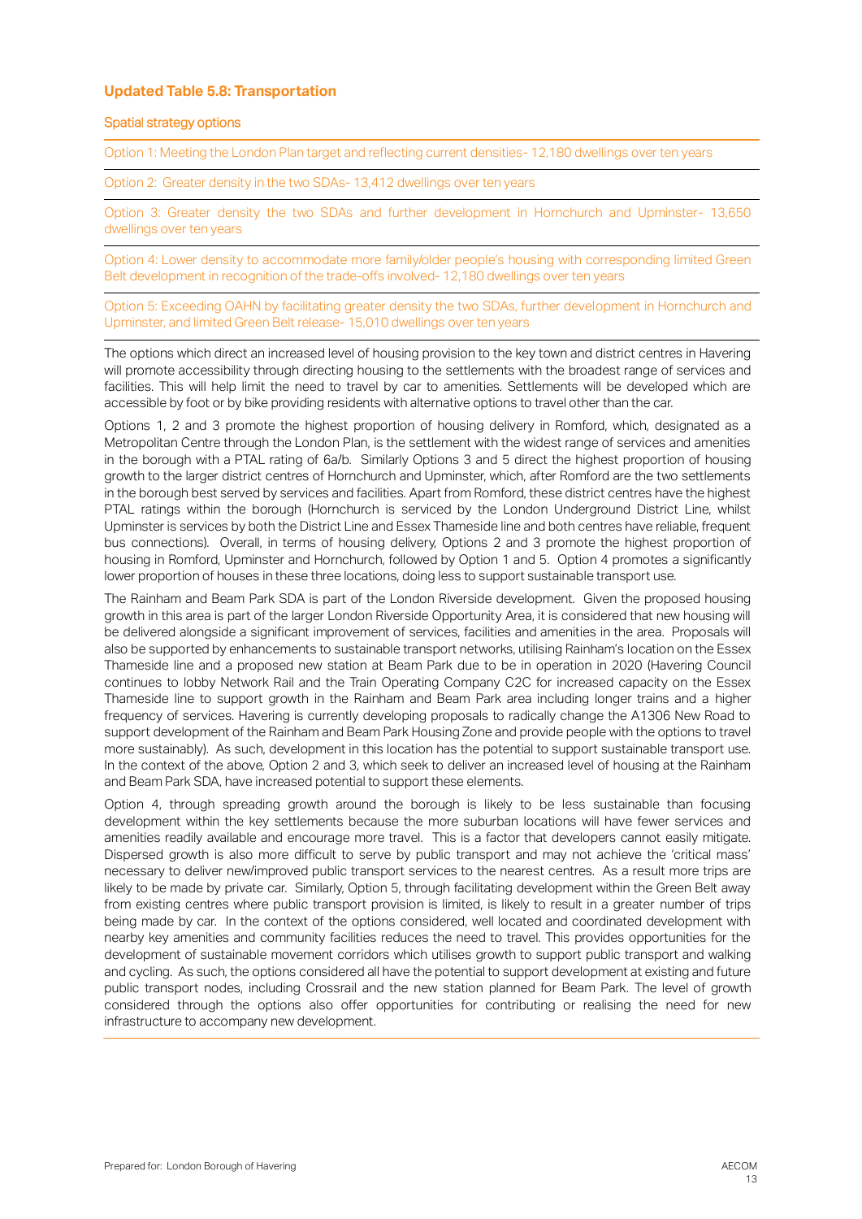### Updated Table 5.8: Transportation

| Spatial strategy options |
|---|
| Option 1: Meeting the London Plan target and reflecting current densities- 12,180 dwellings over ten years |
| Option 2: Greater density in the two SDAs- 13,412 dwellings over ten years |
| Option 3: Greater density the two SDAs and further development in Hornchurch and Upminster- 13,650 dwellings over ten years |
| Option 4: Lower density to accommodate more family/older people's housing with corresponding limited Green Belt development in recognition of the trade-offs involved- 12,180 dwellings over ten years |
| Option 5: Exceeding OAHN by facilitating greater density the two SDAs, further development in Hornchurch and Upminster, and limited Green Belt release- 15,010 dwellings over ten years |

The options which direct an increased level of housing provision to the key town and district centres in Havering will promote accessibility through directing housing to the settlements with the broadest range of services and facilities. This will help limit the need to travel by car to amenities. Settlements will be developed which are accessible by foot or by bike providing residents with alternative options to travel other than the car.

Options 1, 2 and 3 promote the highest proportion of housing delivery in Romford, which, designated as a Metropolitan Centre through the London Plan, is the settlement with the widest range of services and amenities in the borough with a PTAL rating of 6a/b. Similarly Options 3 and 5 direct the highest proportion of housing growth to the larger district centres of Hornchurch and Upminster, which, after Romford are the two settlements in the borough best served by services and facilities. Apart from Romford, these district centres have the highest PTAL ratings within the borough (Hornchurch is serviced by the London Underground District Line, whilst Upminster is services by both the District Line and Essex Thameside line and both centres have reliable, frequent bus connections). Overall, in terms of housing delivery, Options 2 and 3 promote the highest proportion of housing in Romford, Upminster and Hornchurch, followed by Option 1 and 5. Option 4 promotes a significantly lower proportion of houses in these three locations, doing less to support sustainable transport use.

The Rainham and Beam Park SDA is part of the London Riverside development. Given the proposed housing growth in this area is part of the larger London Riverside Opportunity Area, it is considered that new housing will be delivered alongside a significant improvement of services, facilities and amenities in the area. Proposals will also be supported by enhancements to sustainable transport networks, utilising Rainham's location on the Essex Thameside line and a proposed new station at Beam Park due to be in operation in 2020 (Havering Council continues to lobby Network Rail and the Train Operating Company C2C for increased capacity on the Essex Thameside line to support growth in the Rainham and Beam Park area including longer trains and a higher frequency of services. Havering is currently developing proposals to radically change the A1306 New Road to support development of the Rainham and Beam Park Housing Zone and provide people with the options to travel more sustainably). As such, development in this location has the potential to support sustainable transport use. In the context of the above, Option 2 and 3, which seek to deliver an increased level of housing at the Rainham and Beam Park SDA, have increased potential to support these elements.

Option 4, through spreading growth around the borough is likely to be less sustainable than focusing development within the key settlements because the more suburban locations will have fewer services and amenities readily available and encourage more travel. This is a factor that developers cannot easily mitigate. Dispersed growth is also more difficult to serve by public transport and may not achieve the 'critical mass' necessary to deliver new/improved public transport services to the nearest centres. As a result more trips are likely to be made by private car. Similarly, Option 5, through facilitating development within the Green Belt away from existing centres where public transport provision is limited, is likely to result in a greater number of trips being made by car. In the context of the options considered, well located and coordinated development with nearby key amenities and community facilities reduces the need to travel. This provides opportunities for the development of sustainable movement corridors which utilises growth to support public transport and walking and cycling. As such, the options considered all have the potential to support development at existing and future public transport nodes, including Crossrail and the new station planned for Beam Park. The level of growth considered through the options also offer opportunities for contributing or realising the need for new infrastructure to accompany new development.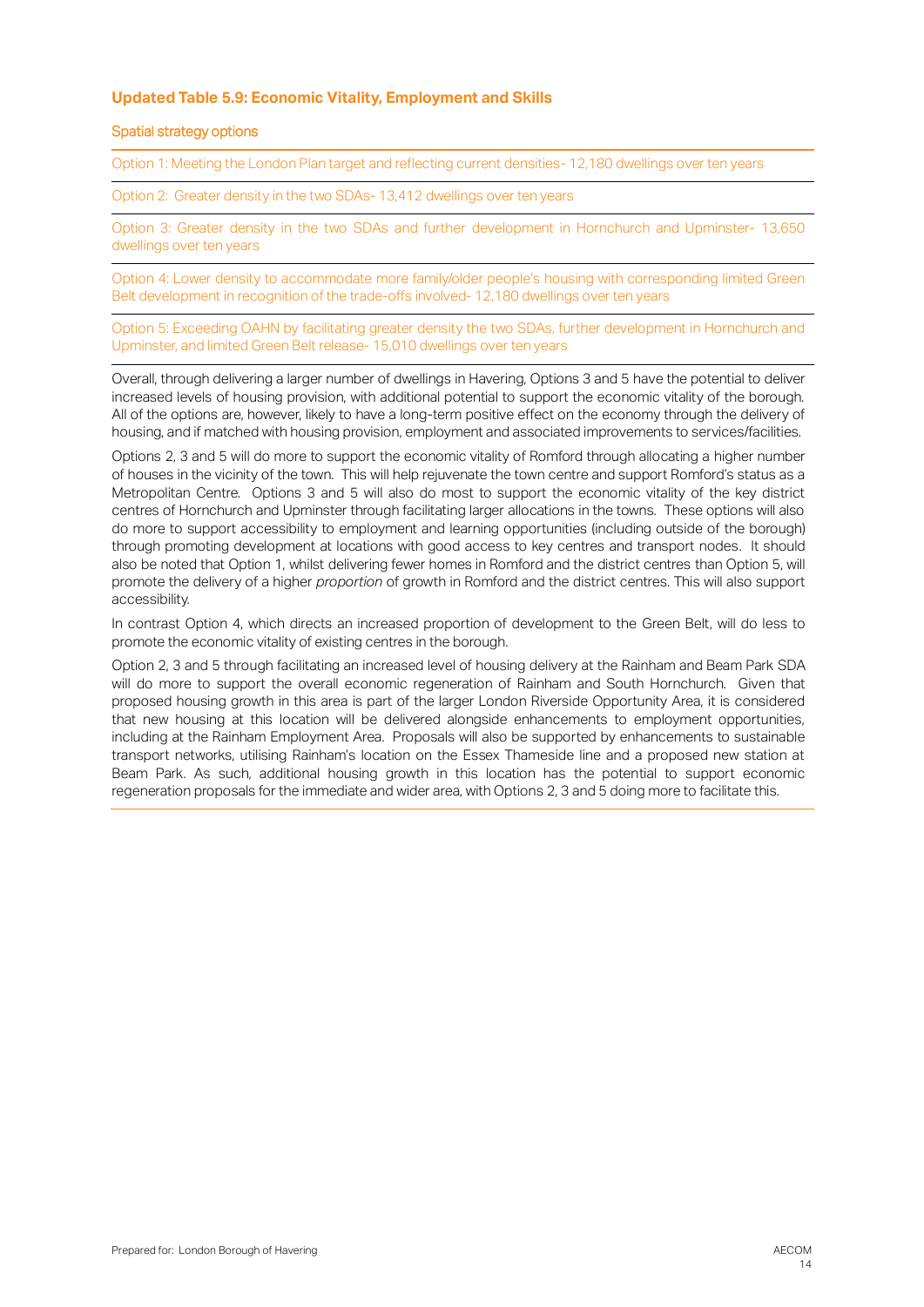### Updated Table 5.9: Economic Vitality, Employment and Skills

| Spatial strategy options |
|---|
| Option 1: Meeting the London Plan target and reflecting current densities- 12,180 dwellings over ten years |
| Option 2: Greater density in the two SDAs- 13,412 dwellings over ten years |
| Option 3: Greater density in the two SDAs and further development in Hornchurch and Upminster- 13,650 dwellings over ten years |
| Option 4: Lower density to accommodate more family/older people's housing with corresponding limited Green Belt development in recognition of the trade-offs involved- 12,180 dwellings over ten years |
| Option 5: Exceeding OAHN by facilitating greater density the two SDAs, further development in Hornchurch and Upminster, and limited Green Belt release- 15,010 dwellings over ten years |

Overall, through delivering a larger number of dwellings in Havering, Options 3 and 5 have the potential to deliver increased levels of housing provision, with additional potential to support the economic vitality of the borough. All of the options are, however, likely to have a long-term positive effect on the economy through the delivery of housing, and if matched with housing provision, employment and associated improvements to services/facilities.

Options 2, 3 and 5 will do more to support the economic vitality of Romford through allocating a higher number of houses in the vicinity of the town. This will help rejuvenate the town centre and support Romford's status as a Metropolitan Centre. Options 3 and 5 will also do most to support the economic vitality of the key district centres of Hornchurch and Upminster through facilitating larger allocations in the towns. These options will also do more to support accessibility to employment and learning opportunities (including outside of the borough) through promoting development at locations with good access to key centres and transport nodes. It should also be noted that Option 1, whilst delivering fewer homes in Romford and the district centres than Option 5, will promote the delivery of a higher *proportion* of growth in Romford and the district centres. This will also support accessibility.

In contrast Option 4, which directs an increased proportion of development to the Green Belt, will do less to promote the economic vitality of existing centres in the borough.

Option 2, 3 and 5 through facilitating an increased level of housing delivery at the Rainham and Beam Park SDA will do more to support the overall economic regeneration of Rainham and South Hornchurch. Given that proposed housing growth in this area is part of the larger London Riverside Opportunity Area, it is considered that new housing at this location will be delivered alongside enhancements to employment opportunities, including at the Rainham Employment Area. Proposals will also be supported by enhancements to sustainable transport networks, utilising Rainham's location on the Essex Thameside line and a proposed new station at Beam Park. As such, additional housing growth in this location has the potential to support economic regeneration proposals for the immediate and wider area, with Options 2, 3 and 5 doing more to facilitate this.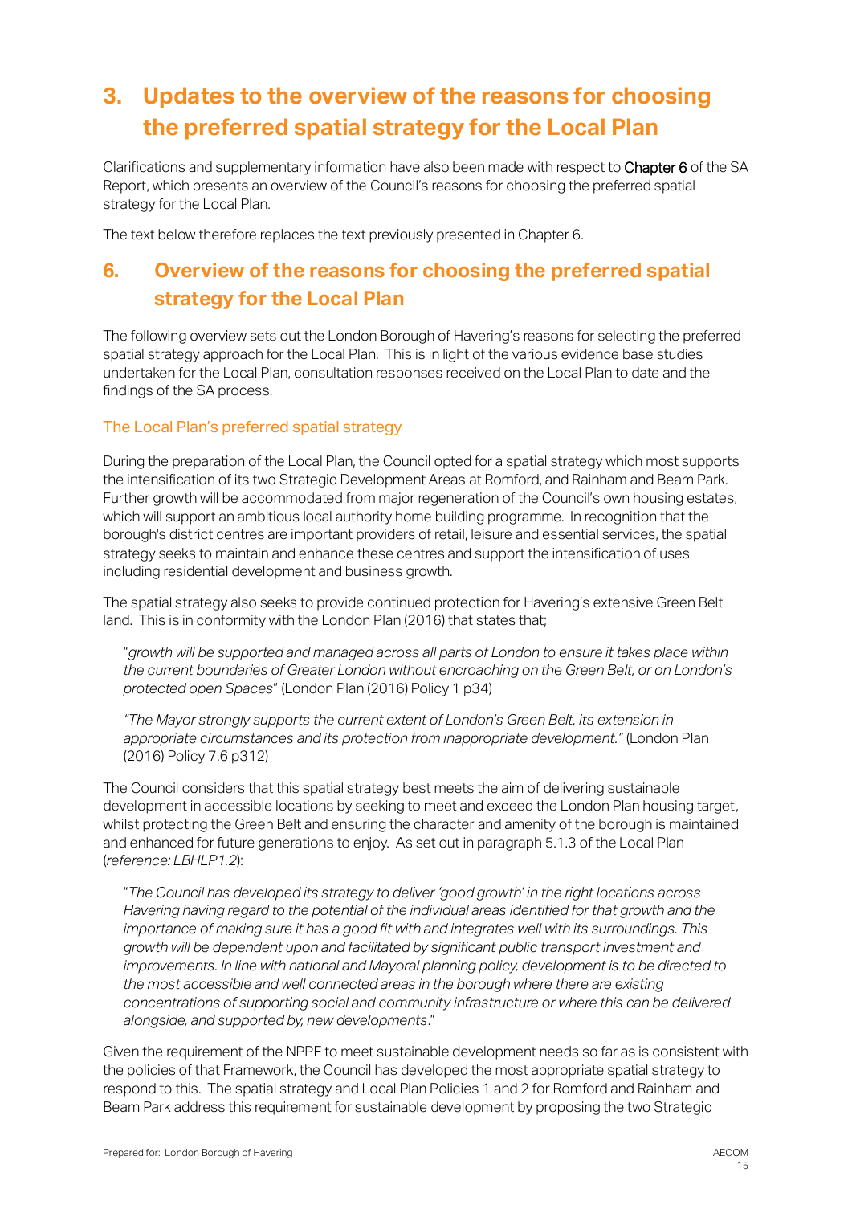# 3. Updates to the overview of the reasons for choosing the preferred spatial strategy for the Local Plan

Clarifications and supplementary information have also been made with respect to **Chapter 6** of the SA Report, which presents an overview of the Council's reasons for choosing the preferred spatial strategy for the Local Plan.

The text below therefore replaces the text previously presented in Chapter 6.

## 6. Overview of the reasons for choosing the preferred spatial strategy for the Local Plan

The following overview sets out the London Borough of Havering's reasons for selecting the preferred spatial strategy approach for the Local Plan. This is in light of the various evidence base studies undertaken for the Local Plan, consultation responses received on the Local Plan to date and the findings of the SA process.

### The Local Plan's preferred spatial strategy

During the preparation of the Local Plan, the Council opted for a spatial strategy which most supports the intensification of its two Strategic Development Areas at Romford, and Rainham and Beam Park. Further growth will be accommodated from major regeneration of the Council's own housing estates, which will support an ambitious local authority home building programme. In recognition that the borough's district centres are important providers of retail, leisure and essential services, the spatial strategy seeks to maintain and enhance these centres and support the intensification of uses including residential development and business growth.

The spatial strategy also seeks to provide continued protection for Havering's extensive Green Belt land. This is in conformity with the London Plan (2016) that states that;

> "*growth will be supported and managed across all parts of London to ensure it takes place within the current boundaries of Greater London without encroaching on the Green Belt, or on London's protected open Spaces*" (London Plan (2016) Policy 1 p34)

> *"The Mayor strongly supports the current extent of London's Green Belt, its extension in appropriate circumstances and its protection from inappropriate development."* (London Plan (2016) Policy 7.6 p312)

The Council considers that this spatial strategy best meets the aim of delivering sustainable development in accessible locations by seeking to meet and exceed the London Plan housing target, whilst protecting the Green Belt and ensuring the character and amenity of the borough is maintained and enhanced for future generations to enjoy. As set out in paragraph 5.1.3 of the Local Plan (*reference: LBHLP1.2*):

> "*The Council has developed its strategy to deliver 'good growth' in the right locations across Havering having regard to the potential of the individual areas identified for that growth and the importance of making sure it has a good fit with and integrates well with its surroundings. This growth will be dependent upon and facilitated by significant public transport investment and improvements. In line with national and Mayoral planning policy, development is to be directed to the most accessible and well connected areas in the borough where there are existing concentrations of supporting social and community infrastructure or where this can be delivered alongside, and supported by, new developments*."

Given the requirement of the NPPF to meet sustainable development needs so far as is consistent with the policies of that Framework, the Council has developed the most appropriate spatial strategy to respond to this. The spatial strategy and Local Plan Policies 1 and 2 for Romford and Rainham and Beam Park address this requirement for sustainable development by proposing the two Strategic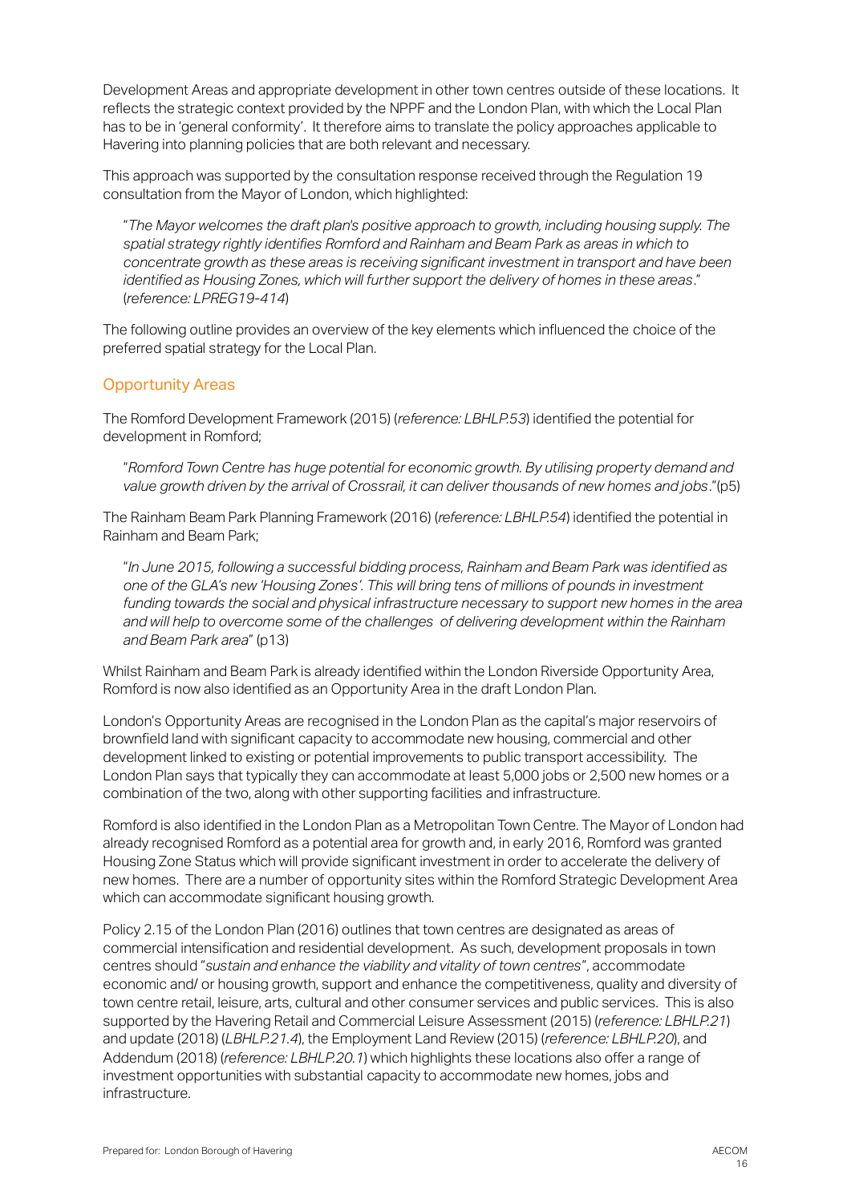Development Areas and appropriate development in other town centres outside of these locations. It reflects the strategic context provided by the NPPF and the London Plan, with which the Local Plan has to be in 'general conformity'. It therefore aims to translate the policy approaches applicable to Havering into planning policies that are both relevant and necessary.

This approach was supported by the consultation response received through the Regulation 19 consultation from the Mayor of London, which highlighted:

> "*The Mayor welcomes the draft plan's positive approach to growth, including housing supply. The spatial strategy rightly identifies Romford and Rainham and Beam Park as areas in which to concentrate growth as these areas is receiving significant investment in transport and have been identified as Housing Zones, which will further support the delivery of homes in these areas*." (*reference: LPREG19-414*)

The following outline provides an overview of the key elements which influenced the choice of the preferred spatial strategy for the Local Plan.

## Opportunity Areas

The Romford Development Framework (2015) (*reference: LBHLP.53*) identified the potential for development in Romford;

> "*Romford Town Centre has huge potential for economic growth. By utilising property demand and value growth driven by the arrival of Crossrail, it can deliver thousands of new homes and jobs*."(p5)

The Rainham Beam Park Planning Framework (2016) (*reference: LBHLP.54*) identified the potential in Rainham and Beam Park;

> "*In June 2015, following a successful bidding process, Rainham and Beam Park was identified as one of the GLA's new 'Housing Zones'. This will bring tens of millions of pounds in investment funding towards the social and physical infrastructure necessary to support new homes in the area and will help to overcome some of the challenges of delivering development within the Rainham and Beam Park area*" (p13)

Whilst Rainham and Beam Park is already identified within the London Riverside Opportunity Area, Romford is now also identified as an Opportunity Area in the draft London Plan.

London's Opportunity Areas are recognised in the London Plan as the capital's major reservoirs of brownfield land with significant capacity to accommodate new housing, commercial and other development linked to existing or potential improvements to public transport accessibility. The London Plan says that typically they can accommodate at least 5,000 jobs or 2,500 new homes or a combination of the two, along with other supporting facilities and infrastructure.

Romford is also identified in the London Plan as a Metropolitan Town Centre. The Mayor of London had already recognised Romford as a potential area for growth and, in early 2016, Romford was granted Housing Zone Status which will provide significant investment in order to accelerate the delivery of new homes. There are a number of opportunity sites within the Romford Strategic Development Area which can accommodate significant housing growth.

Policy 2.15 of the London Plan (2016) outlines that town centres are designated as areas of commercial intensification and residential development. As such, development proposals in town centres should "*sustain and enhance the viability and vitality of town centres*", accommodate economic and/ or housing growth, support and enhance the competitiveness, quality and diversity of town centre retail, leisure, arts, cultural and other consumer services and public services. This is also supported by the Havering Retail and Commercial Leisure Assessment (2015) (*reference: LBHLP.21*) and update (2018) (*LBHLP.21.4*), the Employment Land Review (2015) (*reference: LBHLP.20*), and Addendum (2018) (*reference: LBHLP.20.1*) which highlights these locations also offer a range of investment opportunities with substantial capacity to accommodate new homes, jobs and infrastructure.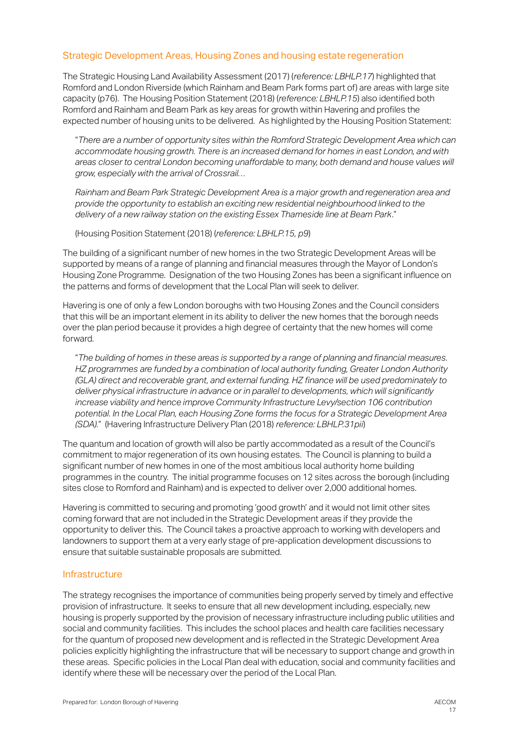## Strategic Development Areas, Housing Zones and housing estate regeneration

The Strategic Housing Land Availability Assessment (2017) (*reference: LBHLP.17*) highlighted that Romford and London Riverside (which Rainham and Beam Park forms part of) are areas with large site capacity (p76). The Housing Position Statement (2018) (*reference: LBHLP.15*) also identified both Romford and Rainham and Beam Park as key areas for growth within Havering and profiles the expected number of housing units to be delivered. As highlighted by the Housing Position Statement:

> "*There are a number of opportunity sites within the Romford Strategic Development Area which can accommodate housing growth. There is an increased demand for homes in east London, and with areas closer to central London becoming unaffordable to many, both demand and house values will grow, especially with the arrival of Crossrail…*
>
> *Rainham and Beam Park Strategic Development Area is a major growth and regeneration area and provide the opportunity to establish an exciting new residential neighbourhood linked to the delivery of a new railway station on the existing Essex Thameside line at Beam Park*."
>
> (Housing Position Statement (2018) (*reference: LBHLP.15, p9*)

The building of a significant number of new homes in the two Strategic Development Areas will be supported by means of a range of planning and financial measures through the Mayor of London's Housing Zone Programme. Designation of the two Housing Zones has been a significant influence on the patterns and forms of development that the Local Plan will seek to deliver.

Havering is one of only a few London boroughs with two Housing Zones and the Council considers that this will be an important element in its ability to deliver the new homes that the borough needs over the plan period because it provides a high degree of certainty that the new homes will come forward.

> "*The building of homes in these areas is supported by a range of planning and financial measures. HZ programmes are funded by a combination of local authority funding, Greater London Authority (GLA) direct and recoverable grant, and external funding. HZ finance will be used predominately to deliver physical infrastructure in advance or in parallel to developments, which will significantly increase viability and hence improve Community Infrastructure Levy/section 106 contribution potential. In the Local Plan, each Housing Zone forms the focus for a Strategic Development Area (SDA).*" (Havering Infrastructure Delivery Plan (2018) *reference: LBHLP.31pii*)

The quantum and location of growth will also be partly accommodated as a result of the Council's commitment to major regeneration of its own housing estates. The Council is planning to build a significant number of new homes in one of the most ambitious local authority home building programmes in the country. The initial programme focuses on 12 sites across the borough (including sites close to Romford and Rainham) and is expected to deliver over 2,000 additional homes.

Havering is committed to securing and promoting 'good growth' and it would not limit other sites coming forward that are not included in the Strategic Development areas if they provide the opportunity to deliver this. The Council takes a proactive approach to working with developers and landowners to support them at a very early stage of pre-application development discussions to ensure that suitable sustainable proposals are submitted.

## Infrastructure

The strategy recognises the importance of communities being properly served by timely and effective provision of infrastructure. It seeks to ensure that all new development including, especially, new housing is properly supported by the provision of necessary infrastructure including public utilities and social and community facilities. This includes the school places and health care facilities necessary for the quantum of proposed new development and is reflected in the Strategic Development Area policies explicitly highlighting the infrastructure that will be necessary to support change and growth in these areas. Specific policies in the Local Plan deal with education, social and community facilities and identify where these will be necessary over the period of the Local Plan.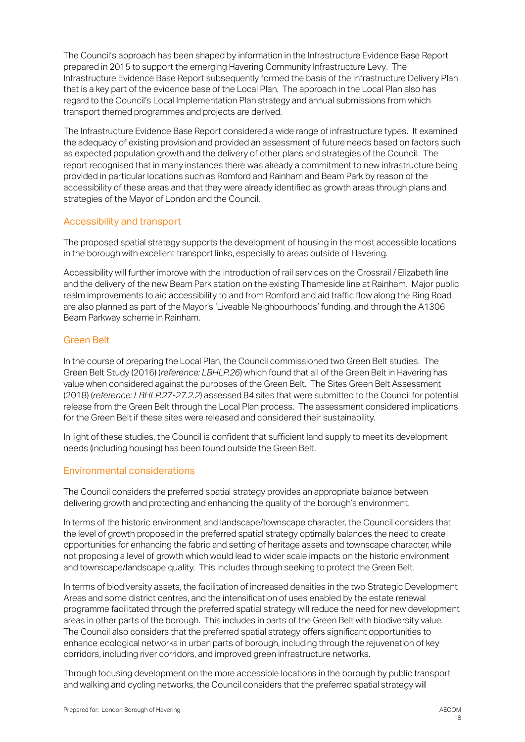The Council's approach has been shaped by information in the Infrastructure Evidence Base Report prepared in 2015 to support the emerging Havering Community Infrastructure Levy. The Infrastructure Evidence Base Report subsequently formed the basis of the Infrastructure Delivery Plan that is a key part of the evidence base of the Local Plan. The approach in the Local Plan also has regard to the Council's Local Implementation Plan strategy and annual submissions from which transport themed programmes and projects are derived.

The Infrastructure Evidence Base Report considered a wide range of infrastructure types. It examined the adequacy of existing provision and provided an assessment of future needs based on factors such as expected population growth and the delivery of other plans and strategies of the Council. The report recognised that in many instances there was already a commitment to new infrastructure being provided in particular locations such as Romford and Rainham and Beam Park by reason of the accessibility of these areas and that they were already identified as growth areas through plans and strategies of the Mayor of London and the Council.

### Accessibility and transport

The proposed spatial strategy supports the development of housing in the most accessible locations in the borough with excellent transport links, especially to areas outside of Havering.

Accessibility will further improve with the introduction of rail services on the Crossrail / Elizabeth line and the delivery of the new Beam Park station on the existing Thameside line at Rainham. Major public realm improvements to aid accessibility to and from Romford and aid traffic flow along the Ring Road are also planned as part of the Mayor's 'Liveable Neighbourhoods' funding, and through the A1306 Beam Parkway scheme in Rainham.

### Green Belt

In the course of preparing the Local Plan, the Council commissioned two Green Belt studies. The Green Belt Study (2016) (*reference: LBHLP.26*) which found that all of the Green Belt in Havering has value when considered against the purposes of the Green Belt. The Sites Green Belt Assessment (2018) (*reference: LBHLP.27-27.2.2*) assessed 84 sites that were submitted to the Council for potential release from the Green Belt through the Local Plan process. The assessment considered implications for the Green Belt if these sites were released and considered their sustainability.

In light of these studies, the Council is confident that sufficient land supply to meet its development needs (including housing) has been found outside the Green Belt.

### Environmental considerations

The Council considers the preferred spatial strategy provides an appropriate balance between delivering growth and protecting and enhancing the quality of the borough's environment.

In terms of the historic environment and landscape/townscape character, the Council considers that the level of growth proposed in the preferred spatial strategy optimally balances the need to create opportunities for enhancing the fabric and setting of heritage assets and townscape character, while not proposing a level of growth which would lead to wider scale impacts on the historic environment and townscape/landscape quality. This includes through seeking to protect the Green Belt.

In terms of biodiversity assets, the facilitation of increased densities in the two Strategic Development Areas and some district centres, and the intensification of uses enabled by the estate renewal programme facilitated through the preferred spatial strategy will reduce the need for new development areas in other parts of the borough. This includes in parts of the Green Belt with biodiversity value. The Council also considers that the preferred spatial strategy offers significant opportunities to enhance ecological networks in urban parts of borough, including through the rejuvenation of key corridors, including river corridors, and improved green infrastructure networks.

Through focusing development on the more accessible locations in the borough by public transport and walking and cycling networks, the Council considers that the preferred spatial strategy will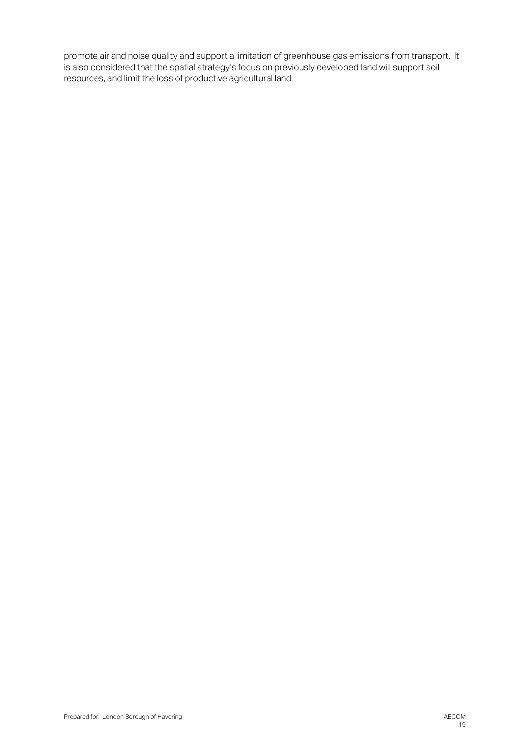promote air and noise quality and support a limitation of greenhouse gas emissions from transport. It is also considered that the spatial strategy's focus on previously developed land will support soil resources, and limit the loss of productive agricultural land.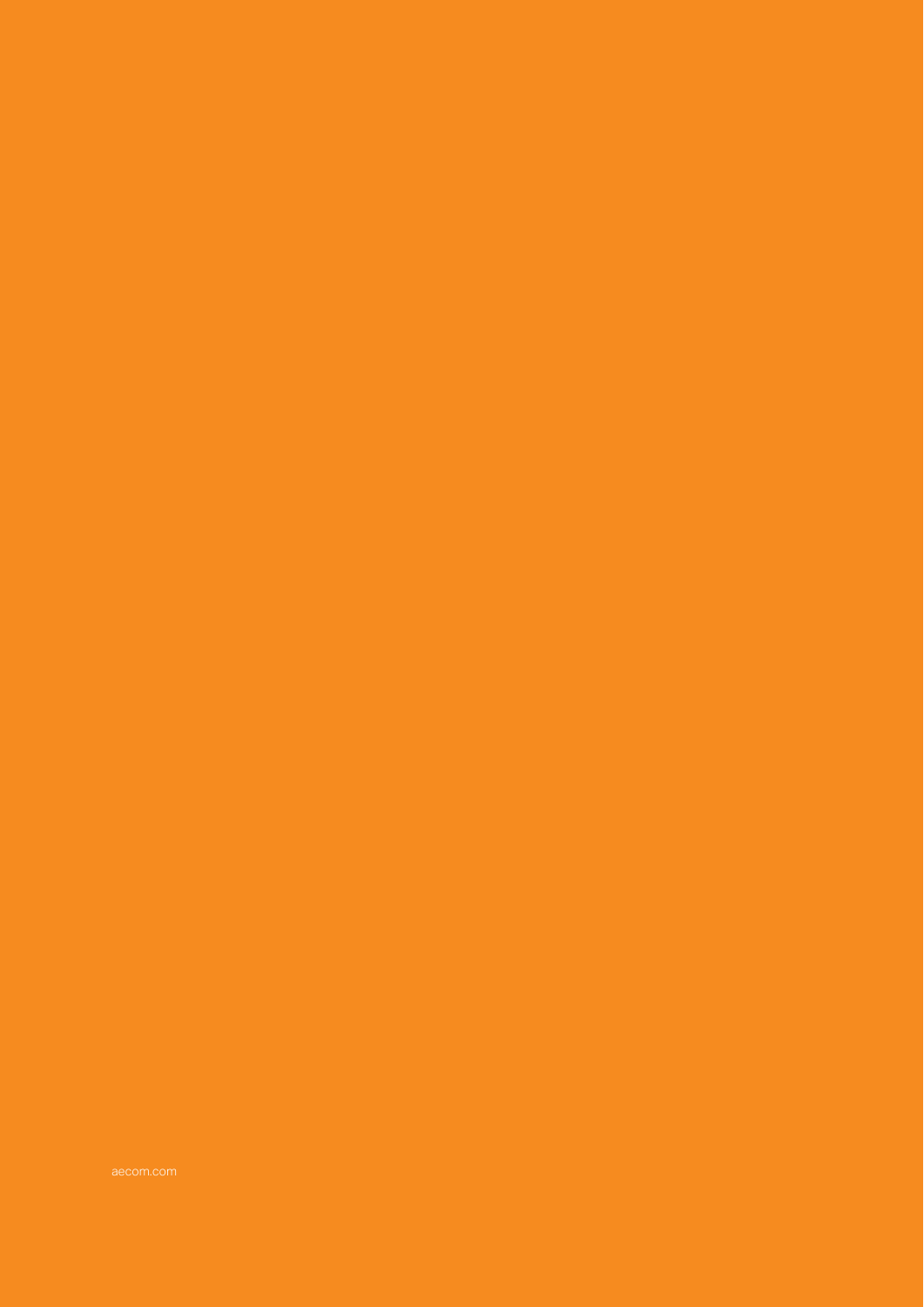aecom.com